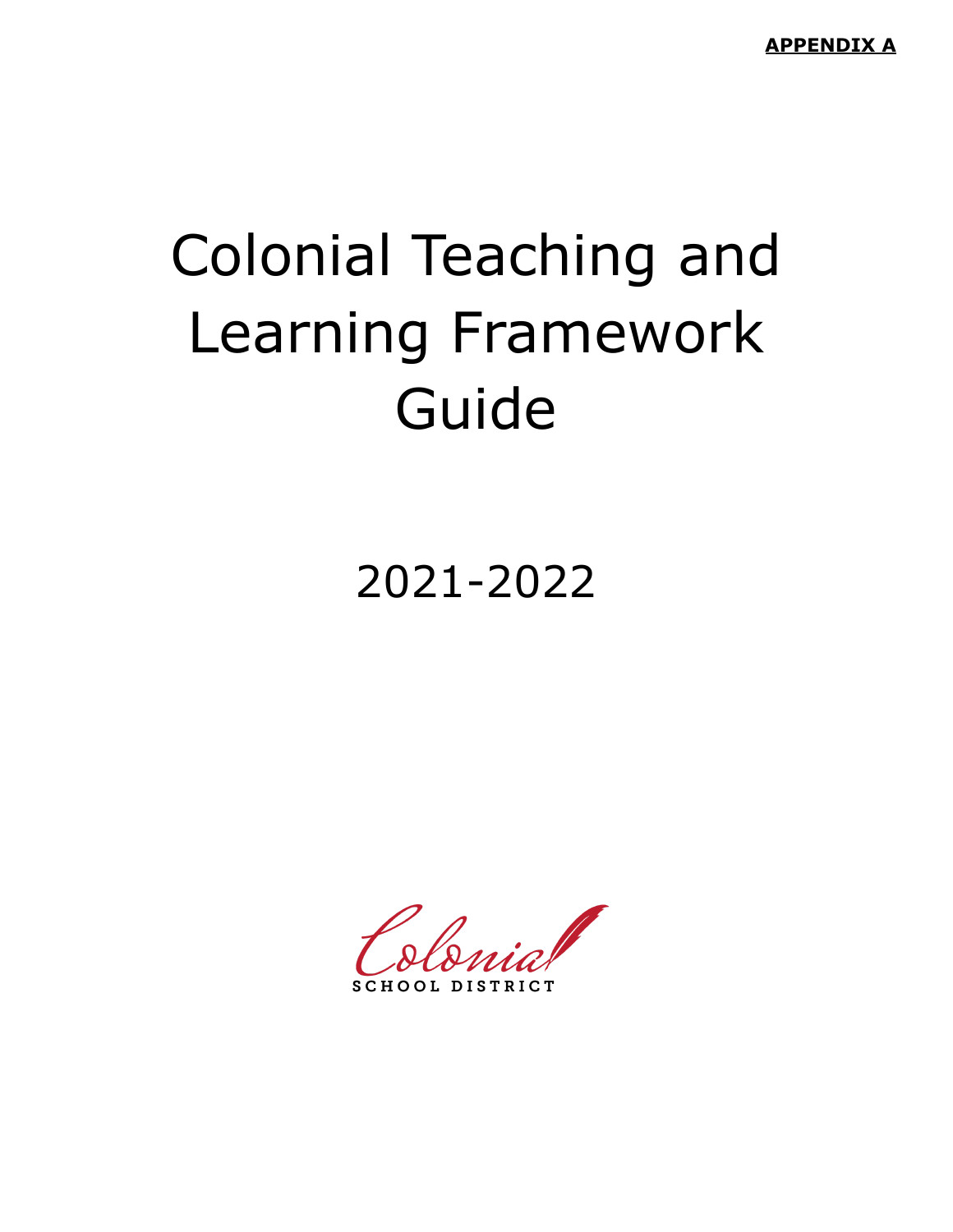**APPENDIX A**

# Colonial Teaching and Learning Framework Guide

2021-2022

Colonial
SCHOOL DISTRICT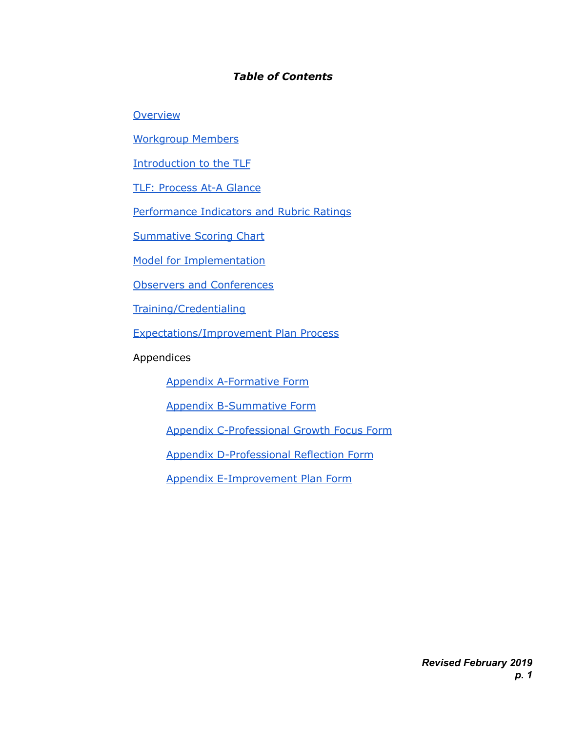# *Table of Contents*

- Overview
- Workgroup Members
- Introduction to the TLF
- TLF: Process At-A Glance
- Performance Indicators and Rubric Ratings
- Summative Scoring Chart
- Model for Implementation
- Observers and Conferences
- Training/Credentialing
- Expectations/Improvement Plan Process
- Appendices
  - Appendix A-Formative Form
  - Appendix B-Summative Form
  - Appendix C-Professional Growth Focus Form
  - Appendix D-Professional Reflection Form
  - Appendix E-Improvement Plan Form

***Revised February 2019***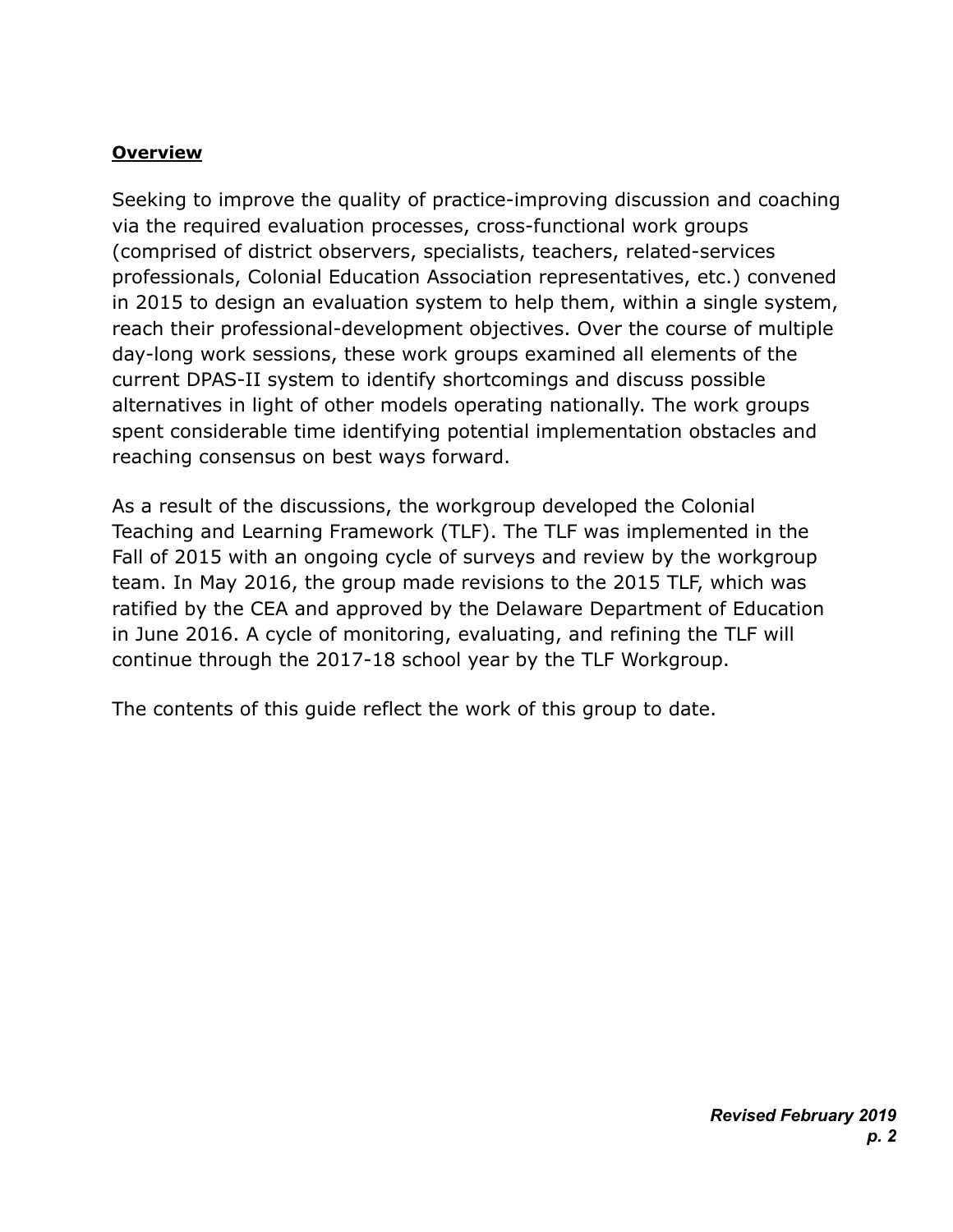**Overview**

Seeking to improve the quality of practice-improving discussion and coaching via the required evaluation processes, cross-functional work groups (comprised of district observers, specialists, teachers, related-services professionals, Colonial Education Association representatives, etc.) convened in 2015 to design an evaluation system to help them, within a single system, reach their professional-development objectives. Over the course of multiple day-long work sessions, these work groups examined all elements of the current DPAS-II system to identify shortcomings and discuss possible alternatives in light of other models operating nationally. The work groups spent considerable time identifying potential implementation obstacles and reaching consensus on best ways forward.

As a result of the discussions, the workgroup developed the Colonial Teaching and Learning Framework (TLF). The TLF was implemented in the Fall of 2015 with an ongoing cycle of surveys and review by the workgroup team. In May 2016, the group made revisions to the 2015 TLF, which was ratified by the CEA and approved by the Delaware Department of Education in June 2016. A cycle of monitoring, evaluating, and refining the TLF will continue through the 2017-18 school year by the TLF Workgroup.

The contents of this guide reflect the work of this group to date.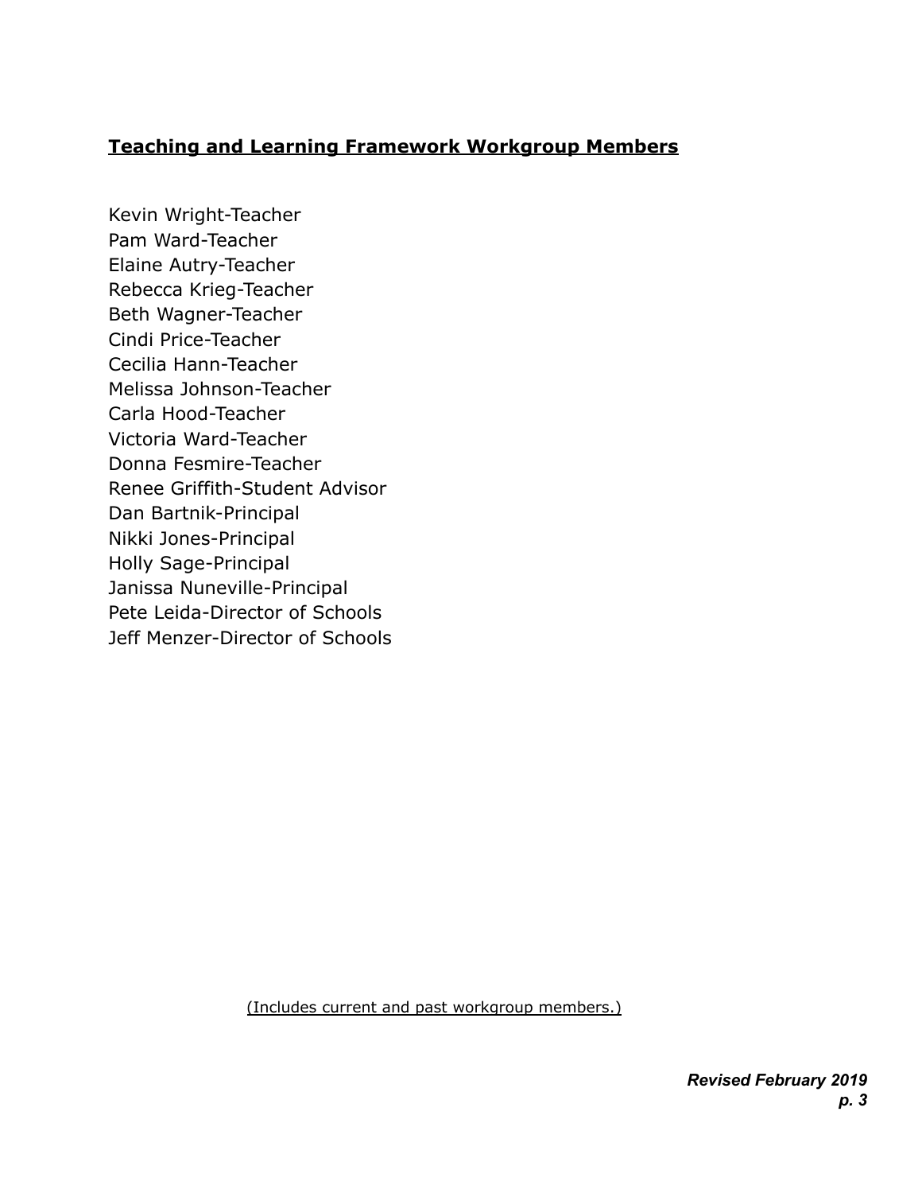## Teaching and Learning Framework Workgroup Members

Kevin Wright-Teacher
Pam Ward-Teacher
Elaine Autry-Teacher
Rebecca Krieg-Teacher
Beth Wagner-Teacher
Cindi Price-Teacher
Cecilia Hann-Teacher
Melissa Johnson-Teacher
Carla Hood-Teacher
Victoria Ward-Teacher
Donna Fesmire-Teacher
Renee Griffith-Student Advisor
Dan Bartnik-Principal
Nikki Jones-Principal
Holly Sage-Principal
Janissa Nuneville-Principal
Pete Leida-Director of Schools
Jeff Menzer-Director of Schools

(Includes current and past workgroup members.)

***Revised February 2019***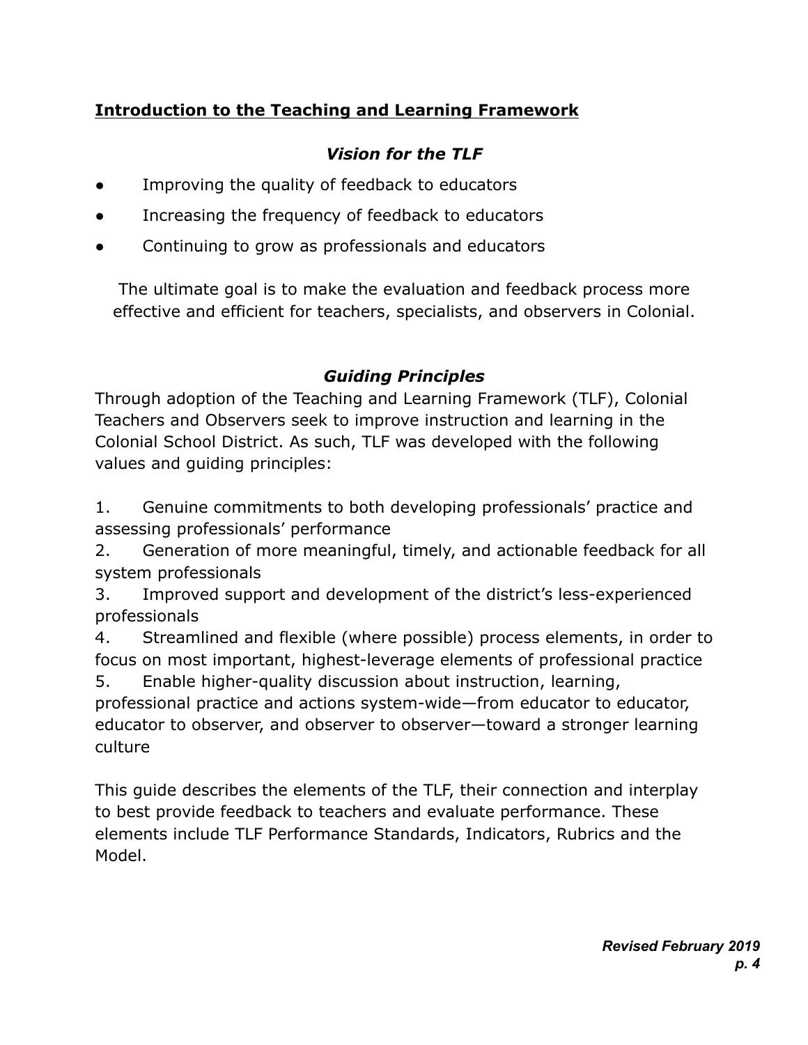## **Introduction to the Teaching and Learning Framework**

### ***Vision for the TLF***

- Improving the quality of feedback to educators
- Increasing the frequency of feedback to educators
- Continuing to grow as professionals and educators

The ultimate goal is to make the evaluation and feedback process more effective and efficient for teachers, specialists, and observers in Colonial.

### ***Guiding Principles***

Through adoption of the Teaching and Learning Framework (TLF), Colonial Teachers and Observers seek to improve instruction and learning in the Colonial School District. As such, TLF was developed with the following values and guiding principles:

1. Genuine commitments to both developing professionals' practice and assessing professionals' performance
2. Generation of more meaningful, timely, and actionable feedback for all system professionals
3. Improved support and development of the district's less-experienced professionals
4. Streamlined and flexible (where possible) process elements, in order to focus on most important, highest-leverage elements of professional practice
5. Enable higher-quality discussion about instruction, learning, professional practice and actions system-wide—from educator to educator, educator to observer, and observer to observer—toward a stronger learning culture

This guide describes the elements of the TLF, their connection and interplay to best provide feedback to teachers and evaluate performance. These elements include TLF Performance Standards, Indicators, Rubrics and the Model.

***Revised February 2019***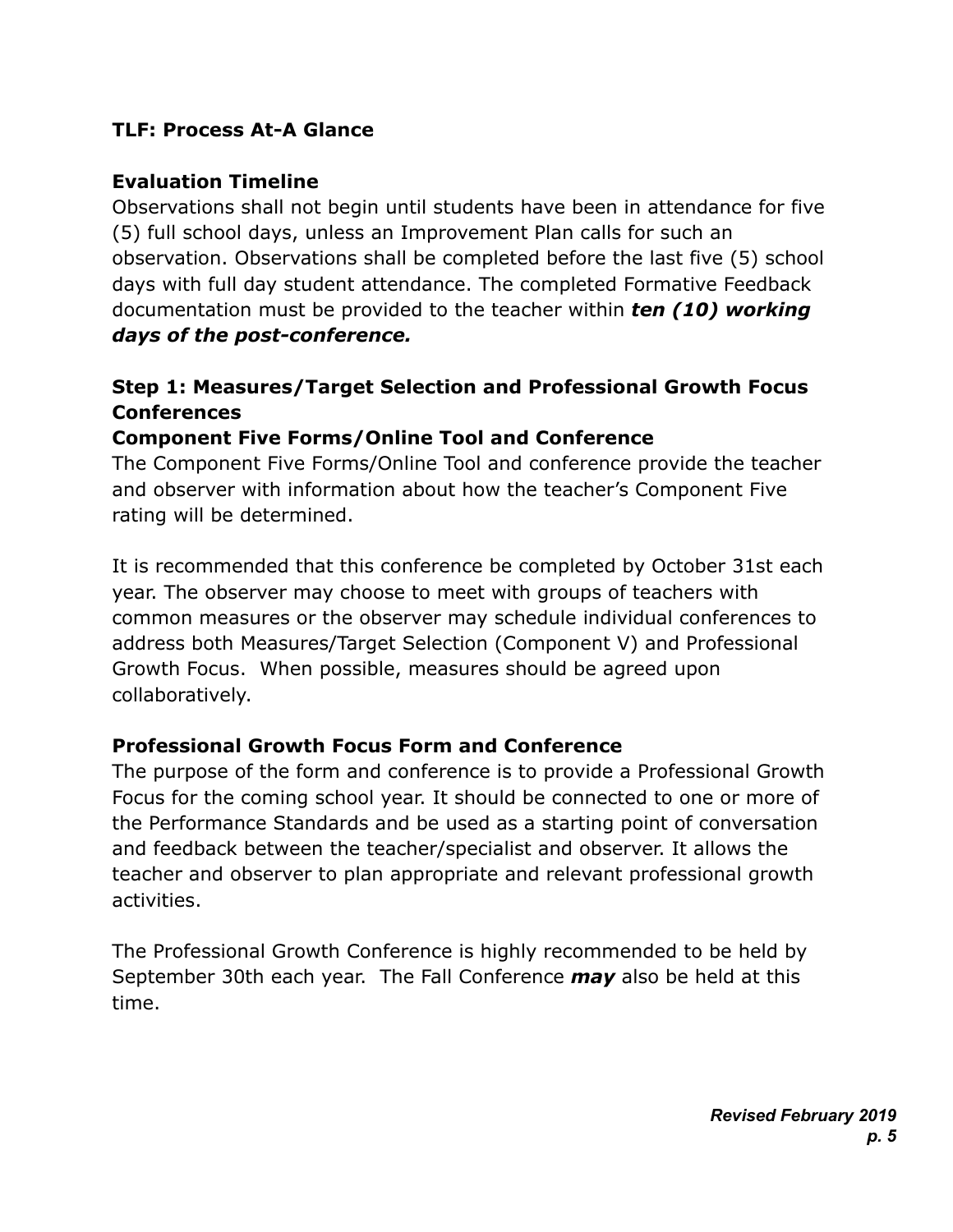## TLF: Process At-A Glance

### Evaluation Timeline

Observations shall not begin until students have been in attendance for five (5) full school days, unless an Improvement Plan calls for such an observation. Observations shall be completed before the last five (5) school days with full day student attendance. The completed Formative Feedback documentation must be provided to the teacher within ***ten (10) working days of the post-conference.***

### Step 1: Measures/Target Selection and Professional Growth Focus Conferences

#### Component Five Forms/Online Tool and Conference

The Component Five Forms/Online Tool and conference provide the teacher and observer with information about how the teacher's Component Five rating will be determined.

It is recommended that this conference be completed by October 31st each year. The observer may choose to meet with groups of teachers with common measures or the observer may schedule individual conferences to address both Measures/Target Selection (Component V) and Professional Growth Focus. When possible, measures should be agreed upon collaboratively.

#### Professional Growth Focus Form and Conference

The purpose of the form and conference is to provide a Professional Growth Focus for the coming school year. It should be connected to one or more of the Performance Standards and be used as a starting point of conversation and feedback between the teacher/specialist and observer. It allows the teacher and observer to plan appropriate and relevant professional growth activities.

The Professional Growth Conference is highly recommended to be held by September 30th each year. The Fall Conference ***may*** also be held at this time.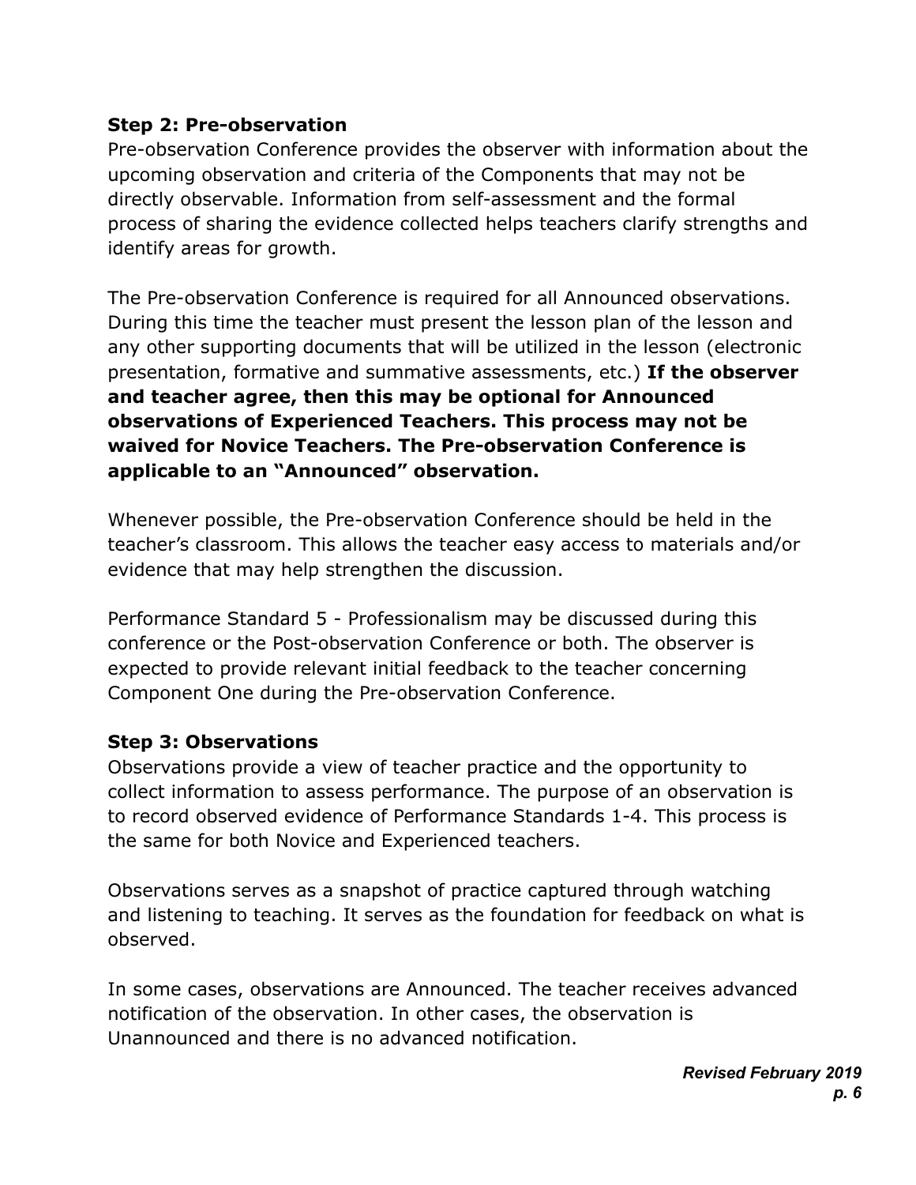### Step 2: Pre-observation

Pre-observation Conference provides the observer with information about the upcoming observation and criteria of the Components that may not be directly observable. Information from self-assessment and the formal process of sharing the evidence collected helps teachers clarify strengths and identify areas for growth.

The Pre-observation Conference is required for all Announced observations. During this time the teacher must present the lesson plan of the lesson and any other supporting documents that will be utilized in the lesson (electronic presentation, formative and summative assessments, etc.) **If the observer and teacher agree, then this may be optional for Announced observations of Experienced Teachers. This process may not be waived for Novice Teachers. The Pre-observation Conference is applicable to an "Announced" observation.**

Whenever possible, the Pre-observation Conference should be held in the teacher's classroom. This allows the teacher easy access to materials and/or evidence that may help strengthen the discussion.

Performance Standard 5 - Professionalism may be discussed during this conference or the Post-observation Conference or both. The observer is expected to provide relevant initial feedback to the teacher concerning Component One during the Pre-observation Conference.

### Step 3: Observations

Observations provide a view of teacher practice and the opportunity to collect information to assess performance. The purpose of an observation is to record observed evidence of Performance Standards 1-4. This process is the same for both Novice and Experienced teachers.

Observations serves as a snapshot of practice captured through watching and listening to teaching. It serves as the foundation for feedback on what is observed.

In some cases, observations are Announced. The teacher receives advanced notification of the observation. In other cases, the observation is Unannounced and there is no advanced notification.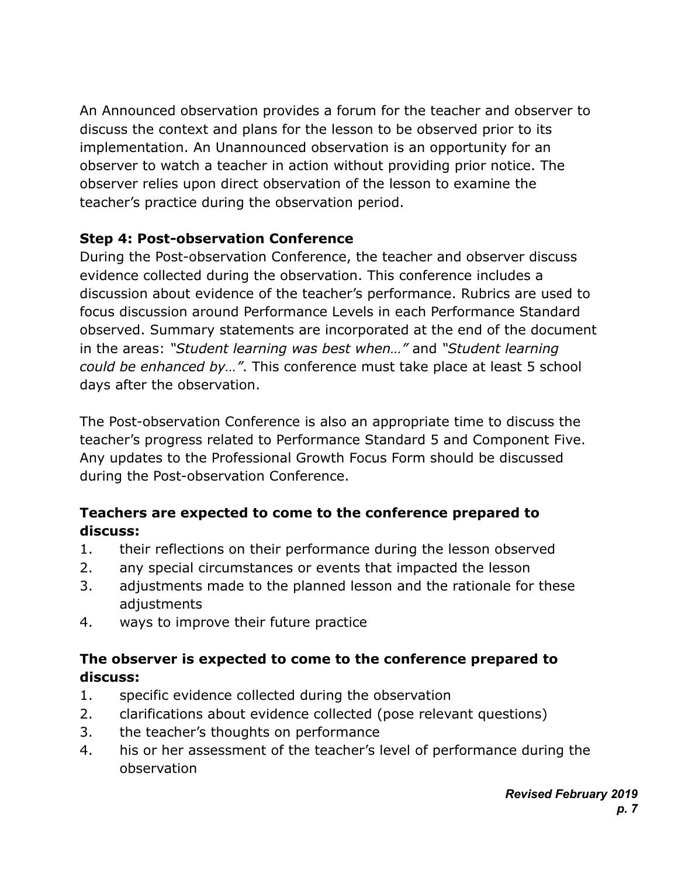An Announced observation provides a forum for the teacher and observer to discuss the context and plans for the lesson to be observed prior to its implementation. An Unannounced observation is an opportunity for an observer to watch a teacher in action without providing prior notice. The observer relies upon direct observation of the lesson to examine the teacher's practice during the observation period.

**Step 4: Post-observation Conference**

During the Post-observation Conference, the teacher and observer discuss evidence collected during the observation. This conference includes a discussion about evidence of the teacher's performance. Rubrics are used to focus discussion around Performance Levels in each Performance Standard observed. Summary statements are incorporated at the end of the document in the areas: *"Student learning was best when…"* and *"Student learning could be enhanced by…"*. This conference must take place at least 5 school days after the observation.

The Post-observation Conference is also an appropriate time to discuss the teacher's progress related to Performance Standard 5 and Component Five. Any updates to the Professional Growth Focus Form should be discussed during the Post-observation Conference.

**Teachers are expected to come to the conference prepared to discuss:**

1. their reflections on their performance during the lesson observed
2. any special circumstances or events that impacted the lesson
3. adjustments made to the planned lesson and the rationale for these adjustments
4. ways to improve their future practice

**The observer is expected to come to the conference prepared to discuss:**

1. specific evidence collected during the observation
2. clarifications about evidence collected (pose relevant questions)
3. the teacher's thoughts on performance
4. his or her assessment of the teacher's level of performance during the observation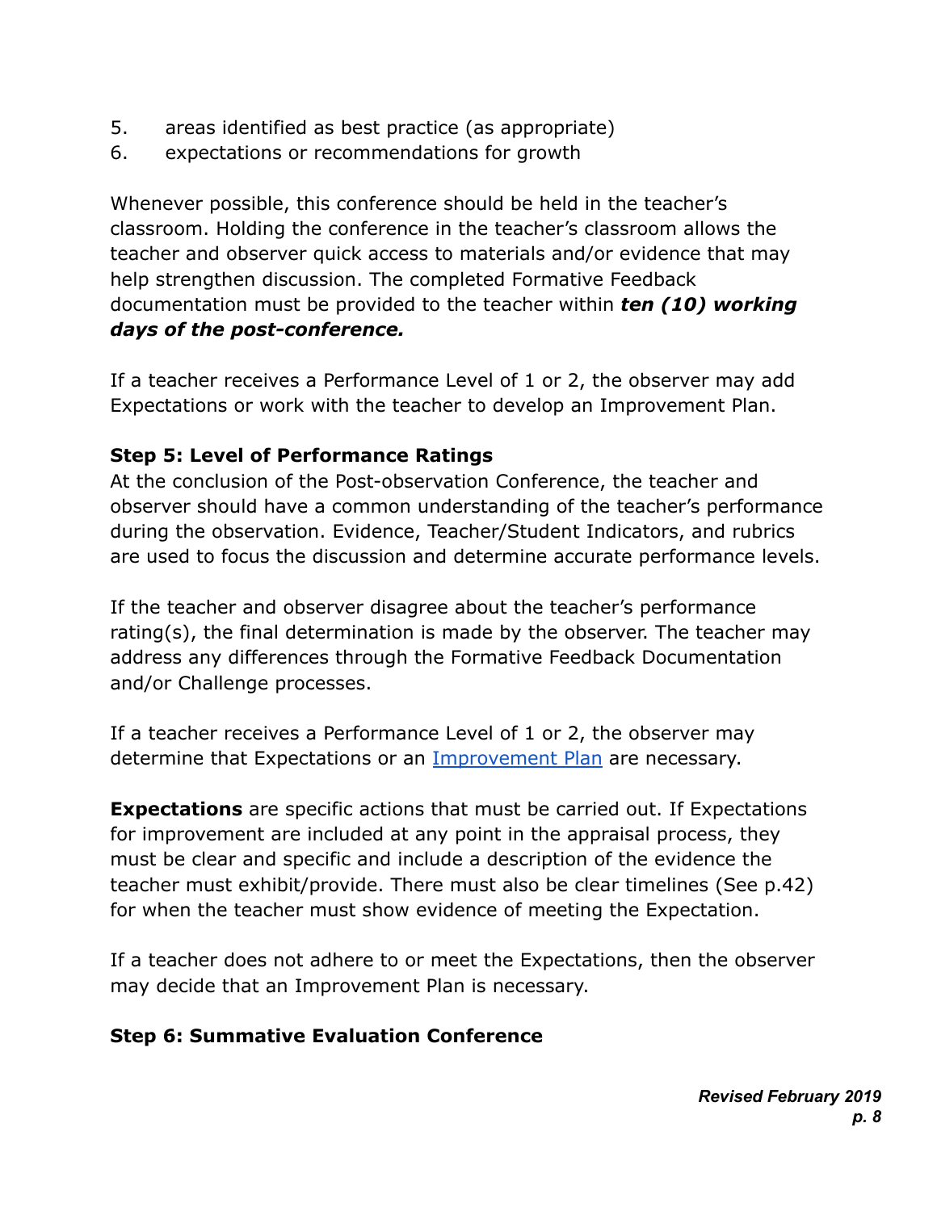5. areas identified as best practice (as appropriate)
6. expectations or recommendations for growth

Whenever possible, this conference should be held in the teacher's classroom. Holding the conference in the teacher's classroom allows the teacher and observer quick access to materials and/or evidence that may help strengthen discussion. The completed Formative Feedback documentation must be provided to the teacher within ***ten (10) working days of the post-conference.***

If a teacher receives a Performance Level of 1 or 2, the observer may add Expectations or work with the teacher to develop an Improvement Plan.

**Step 5: Level of Performance Ratings**

At the conclusion of the Post-observation Conference, the teacher and observer should have a common understanding of the teacher's performance during the observation. Evidence, Teacher/Student Indicators, and rubrics are used to focus the discussion and determine accurate performance levels.

If the teacher and observer disagree about the teacher's performance rating(s), the final determination is made by the observer. The teacher may address any differences through the Formative Feedback Documentation and/or Challenge processes.

If a teacher receives a Performance Level of 1 or 2, the observer may determine that Expectations or an Improvement Plan are necessary.

**Expectations** are specific actions that must be carried out. If Expectations for improvement are included at any point in the appraisal process, they must be clear and specific and include a description of the evidence the teacher must exhibit/provide. There must also be clear timelines (See p.42) for when the teacher must show evidence of meeting the Expectation.

If a teacher does not adhere to or meet the Expectations, then the observer may decide that an Improvement Plan is necessary.

**Step 6: Summative Evaluation Conference**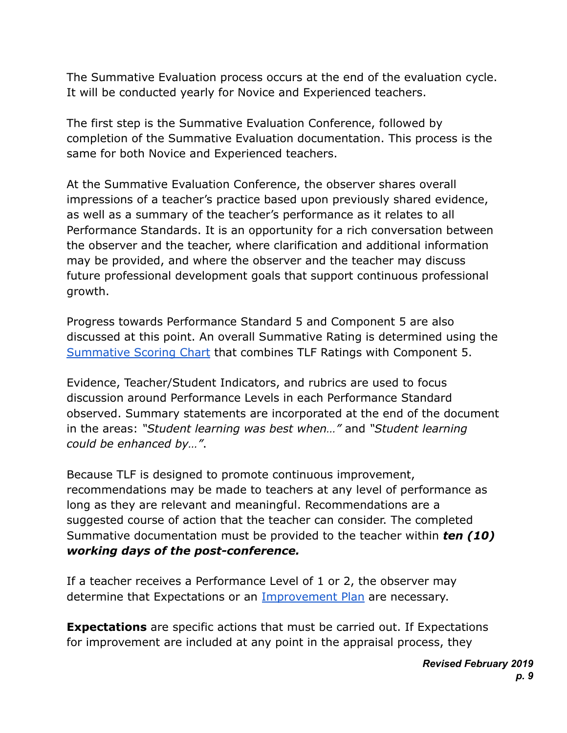The Summative Evaluation process occurs at the end of the evaluation cycle. It will be conducted yearly for Novice and Experienced teachers.

The first step is the Summative Evaluation Conference, followed by completion of the Summative Evaluation documentation. This process is the same for both Novice and Experienced teachers.

At the Summative Evaluation Conference, the observer shares overall impressions of a teacher's practice based upon previously shared evidence, as well as a summary of the teacher's performance as it relates to all Performance Standards. It is an opportunity for a rich conversation between the observer and the teacher, where clarification and additional information may be provided, and where the observer and the teacher may discuss future professional development goals that support continuous professional growth.

Progress towards Performance Standard 5 and Component 5 are also discussed at this point. An overall Summative Rating is determined using the Summative Scoring Chart that combines TLF Ratings with Component 5.

Evidence, Teacher/Student Indicators, and rubrics are used to focus discussion around Performance Levels in each Performance Standard observed. Summary statements are incorporated at the end of the document in the areas: *"Student learning was best when…"* and *"Student learning could be enhanced by…"*.

Because TLF is designed to promote continuous improvement, recommendations may be made to teachers at any level of performance as long as they are relevant and meaningful. Recommendations are a suggested course of action that the teacher can consider. The completed Summative documentation must be provided to the teacher within ***ten (10) working days of the post-conference.***

If a teacher receives a Performance Level of 1 or 2, the observer may determine that Expectations or an Improvement Plan are necessary.

**Expectations** are specific actions that must be carried out. If Expectations for improvement are included at any point in the appraisal process, they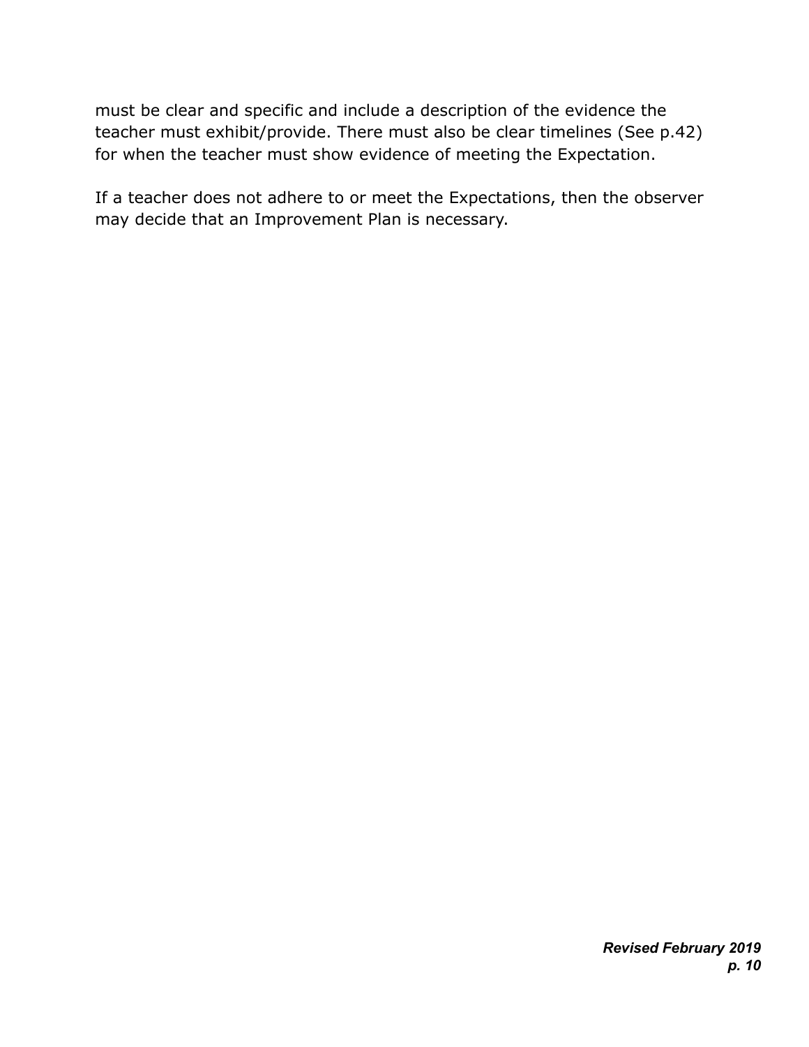must be clear and specific and include a description of the evidence the teacher must exhibit/provide. There must also be clear timelines (See p.42) for when the teacher must show evidence of meeting the Expectation.

If a teacher does not adhere to or meet the Expectations, then the observer may decide that an Improvement Plan is necessary.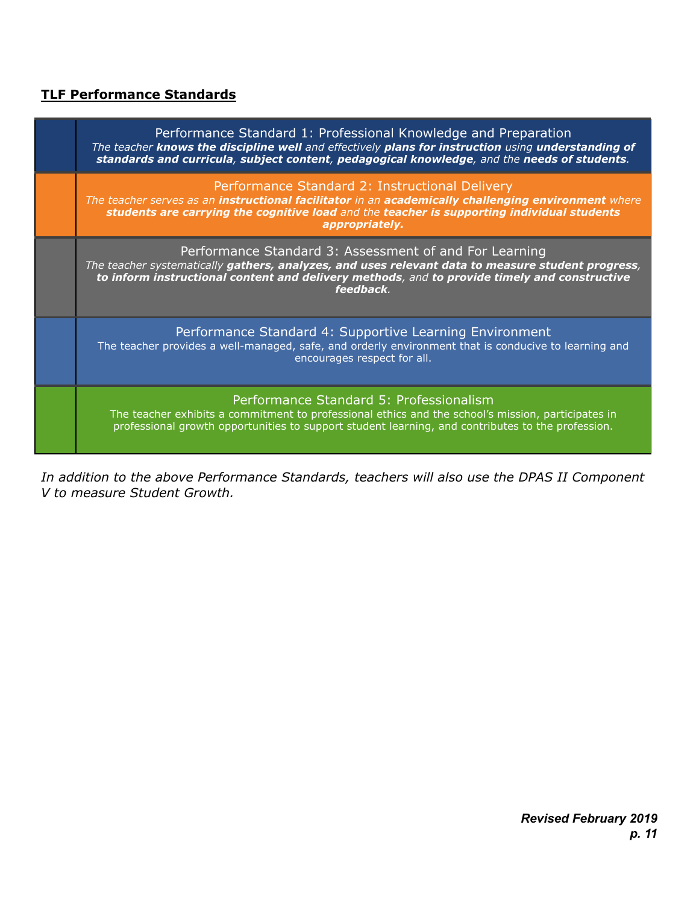**TLF Performance Standards**

| | |
|---|---|
| | Performance Standard 1: Professional Knowledge and Preparation<br>*The teacher* ***knows the discipline well*** *and effectively* ***plans for instruction*** *using* ***understanding of standards and curricula***, ***subject content***, ***pedagogical knowledge***, *and the* ***needs of students***. |
| | Performance Standard 2: Instructional Delivery<br>*The teacher serves as an* ***instructional facilitator*** *in an* ***academically challenging environment*** *where* ***students are carrying the cognitive load*** *and the* ***teacher is supporting individual students appropriately.*** |
| | Performance Standard 3: Assessment of and For Learning<br>*The teacher systematically* ***gathers, analyzes, and uses relevant data to measure student progress***, ***to inform instructional content and delivery methods***, *and* ***to provide timely and constructive feedback***. |
| | Performance Standard 4: Supportive Learning Environment<br>The teacher provides a well-managed, safe, and orderly environment that is conducive to learning and encourages respect for all. |
| | Performance Standard 5: Professionalism<br>The teacher exhibits a commitment to professional ethics and the school's mission, participates in professional growth opportunities to support student learning, and contributes to the profession. |

*In addition to the above Performance Standards, teachers will also use the DPAS II Component V to measure Student Growth.*

***Revised February 2019***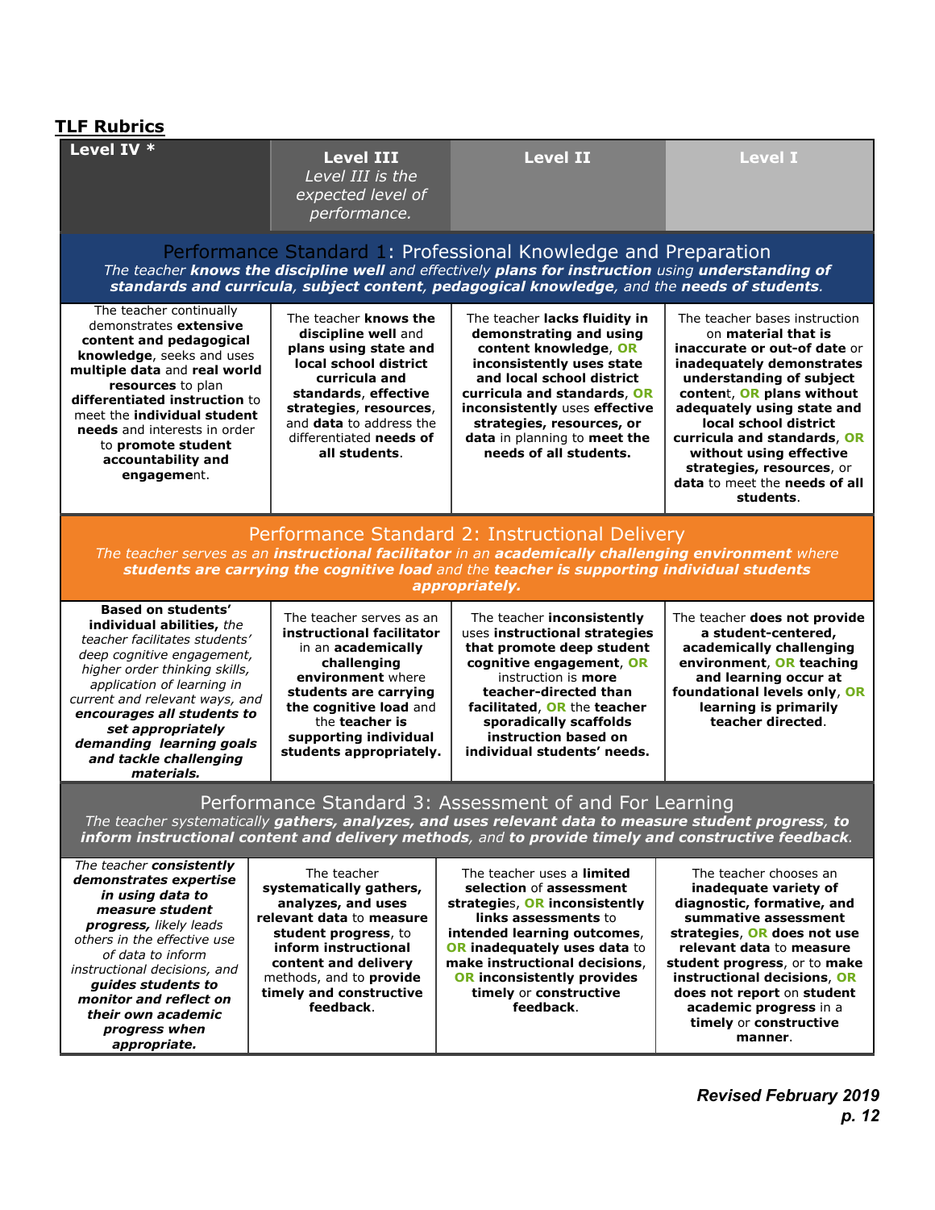## TLF Rubrics

| Level IV * | **Level III** *Level III is the expected level of performance.* | **Level II** | **Level I** |
|---|---|---|---|
| **Performance Standard 1: Professional Knowledge and Preparation** *The teacher* ***knows the discipline well*** *and effectively* ***plans for instruction*** *using* ***understanding of standards and curricula***, ***subject content***, ***pedagogical knowledge***, *and the* ***needs of students***. | | | |
| The teacher continually demonstrates **extensive content and pedagogical knowledge**, seeks and uses **multiple data** and **real world resources** to plan **differentiated instruction** to meet the **individual student needs** and interests in order to **promote student accountability and engagement**. | The teacher **knows the discipline well** and **plans using state and local school district curricula and standards**, **effective strategies**, **resources**, and **data** to address the differentiated **needs of all students**. | The teacher **lacks fluidity in demonstrating and using content knowledge**, **OR inconsistently uses state and local school district curricula and standards**, **OR inconsistently** uses **effective strategies**, **resources, or data** in planning to **meet the needs of all students.** | The teacher bases instruction on **material that is inaccurate or out-of date** or **inadequately demonstrates understanding of subject content**, **OR plans without adequately using state and local school district curricula and standards**, **OR without using effective strategies**, **resources**, or **data** to meet the **needs of all students**. |
| **Performance Standard 2: Instructional Delivery** *The teacher serves as an* ***instructional facilitator*** *in an* ***academically challenging environment*** *where* ***students are carrying the cognitive load*** *and the* ***teacher is supporting individual students appropriately.*** | | | |
| **Based on students' individual abilities,** *the teacher facilitates students' deep cognitive engagement, higher order thinking skills, application of learning in current and relevant ways, and* ***encourages all students to set appropriately demanding learning goals and tackle challenging materials.*** | The teacher serves as an **instructional facilitator** in an **academically challenging environment** where **students are carrying the cognitive load** and the **teacher is supporting individual students appropriately.** | The teacher **inconsistently** uses **instructional strategies that promote deep student cognitive engagement**, **OR** instruction is **more teacher-directed than facilitated**, **OR** the **teacher sporadically scaffolds instruction based on individual students' needs.** | The teacher **does not provide a student-centered, academically challenging environment**, **OR teaching and learning occur at foundational levels only**, **OR learning is primarily teacher directed**. |
| **Performance Standard 3: Assessment of and For Learning** *The teacher systematically* ***gathers, analyzes, and uses relevant data to measure student progress***, ***to inform instructional content and delivery methods***, *and* ***to provide timely and constructive feedback***. | | | |
| *The teacher* ***consistently demonstrates expertise in using data to measure student progress,*** *likely leads others in the effective use of data to inform instructional decisions, and* ***guides students to monitor and reflect on their own academic progress when appropriate.*** | The teacher **systematically gathers, analyzes, and uses relevant data** to **measure student progress**, to **inform instructional content and delivery** methods, and to **provide timely and constructive feedback**. | The teacher uses a **limited selection** of **assessment strategies**, **OR inconsistently links assessments** to **intended learning outcomes**, **OR inadequately uses data** to **make instructional decisions**, **OR inconsistently provides timely** or **constructive feedback**. | The teacher chooses an **inadequate variety of diagnostic, formative, and summative assessment strategies**, **OR does not use relevant data** to **measure student progress**, or to **make instructional decisions**, **OR does not report** on **student academic progress** in a **timely** or **constructive manner**. |

***Revised February 2019***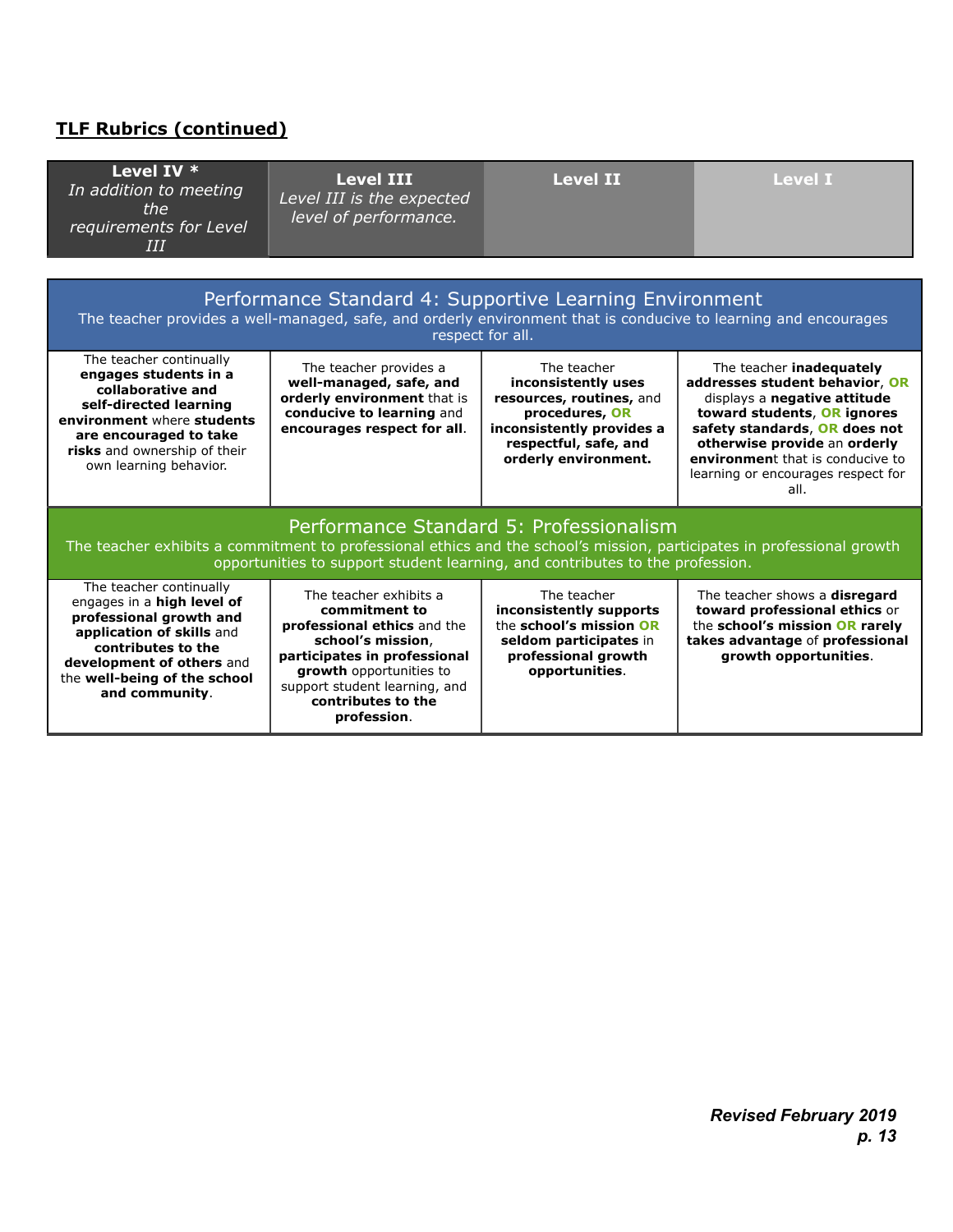**TLF Rubrics (continued)**

| **Level IV *** *In addition to meeting the requirements for Level III* | **Level III** *Level III is the expected level of performance.* | **Level II** | **Level I** |
|---|---|---|---|
| **Performance Standard 4: Supportive Learning Environment** The teacher provides a well-managed, safe, and orderly environment that is conducive to learning and encourages respect for all. | | | |
| The teacher continually **engages students in a collaborative and self-directed learning environment** where **students are encouraged to take risks** and ownership of their own learning behavior. | The teacher provides a **well-managed, safe, and orderly environment** that is **conducive to learning** and **encourages respect for all**. | The teacher **inconsistently uses resources, routines,** and **procedures, OR inconsistently provides a respectful, safe, and orderly environment.** | The teacher **inadequately addresses student behavior**, **OR** displays a **negative attitude toward students**, **OR ignores safety standards**, **OR does not otherwise provide** an **orderly environment** that is conducive to learning or encourages respect for all. |
| **Performance Standard 5: Professionalism** The teacher exhibits a commitment to professional ethics and the school's mission, participates in professional growth opportunities to support student learning, and contributes to the profession. | | | |
| The teacher continually engages in a **high level of professional growth and application of skills** and **contributes to the development of others** and the **well-being of the school and community**. | The teacher exhibits a **commitment to professional ethics** and the **school's mission**, **participates in professional growth** opportunities to support student learning, and **contributes to the profession**. | The teacher **inconsistently supports** the **school's mission OR seldom participates** in **professional growth opportunities**. | The teacher shows a **disregard toward professional ethics** or the **school's mission OR rarely takes advantage** of **professional growth opportunities**. |

*Revised February 2019*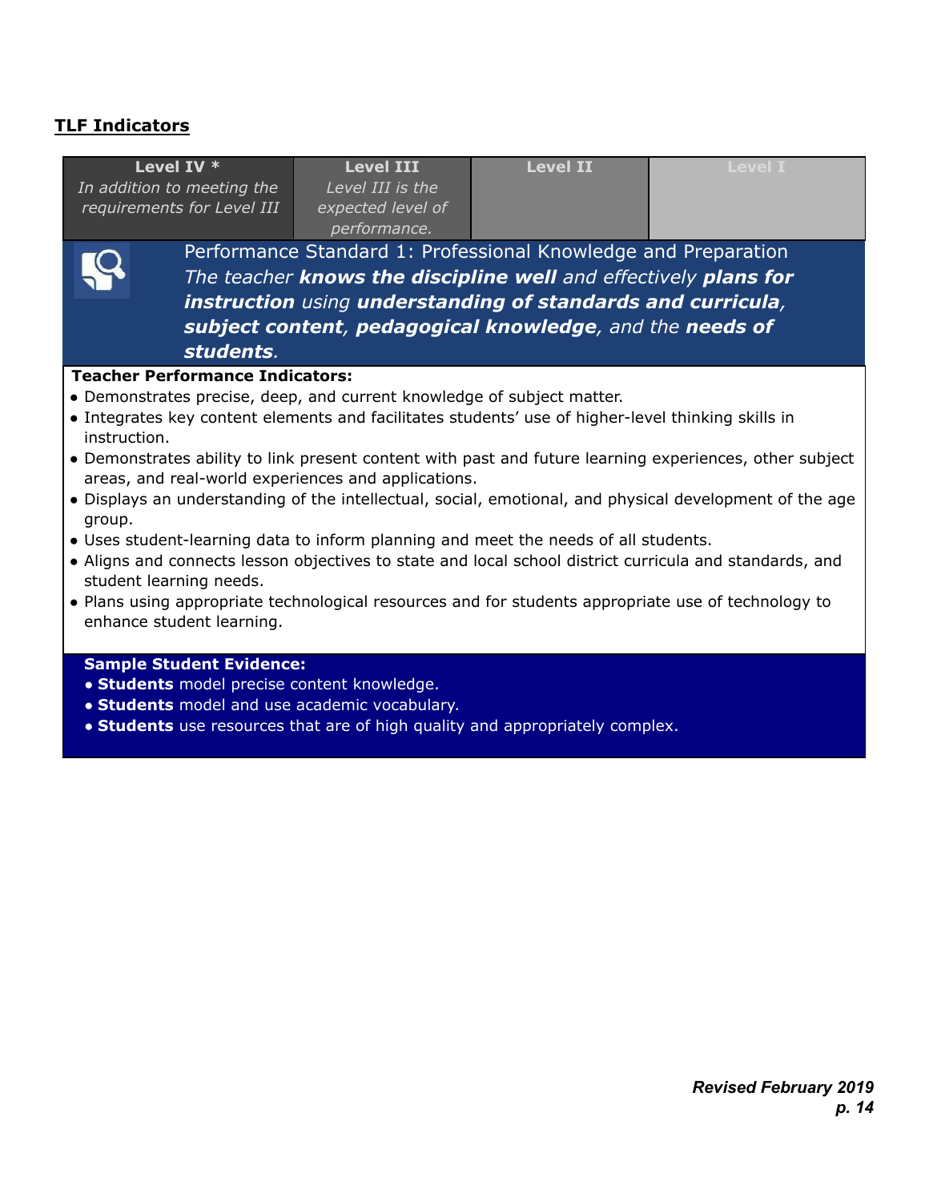## TLF Indicators

| Level IV * In addition to meeting the requirements for Level III | Level III Level III is the expected level of performance. | Level II | Level I |
| --- | --- | --- | --- |

**Performance Standard 1: Professional Knowledge and Preparation**

*The teacher **knows the discipline well** and effectively **plans for instruction** using **understanding of standards and curricula**, **subject content**, **pedagogical knowledge**, and the **needs of students**.*

**Teacher Performance Indicators:**

- Demonstrates precise, deep, and current knowledge of subject matter.
- Integrates key content elements and facilitates students' use of higher-level thinking skills in instruction.
- Demonstrates ability to link present content with past and future learning experiences, other subject areas, and real-world experiences and applications.
- Displays an understanding of the intellectual, social, emotional, and physical development of the age group.
- Uses student-learning data to inform planning and meet the needs of all students.
- Aligns and connects lesson objectives to state and local school district curricula and standards, and student learning needs.
- Plans using appropriate technological resources and for students appropriate use of technology to enhance student learning.

**Sample Student Evidence:**

- **Students** model precise content knowledge.
- **Students** model and use academic vocabulary.
- **Students** use resources that are of high quality and appropriately complex.

***Revised February 2019***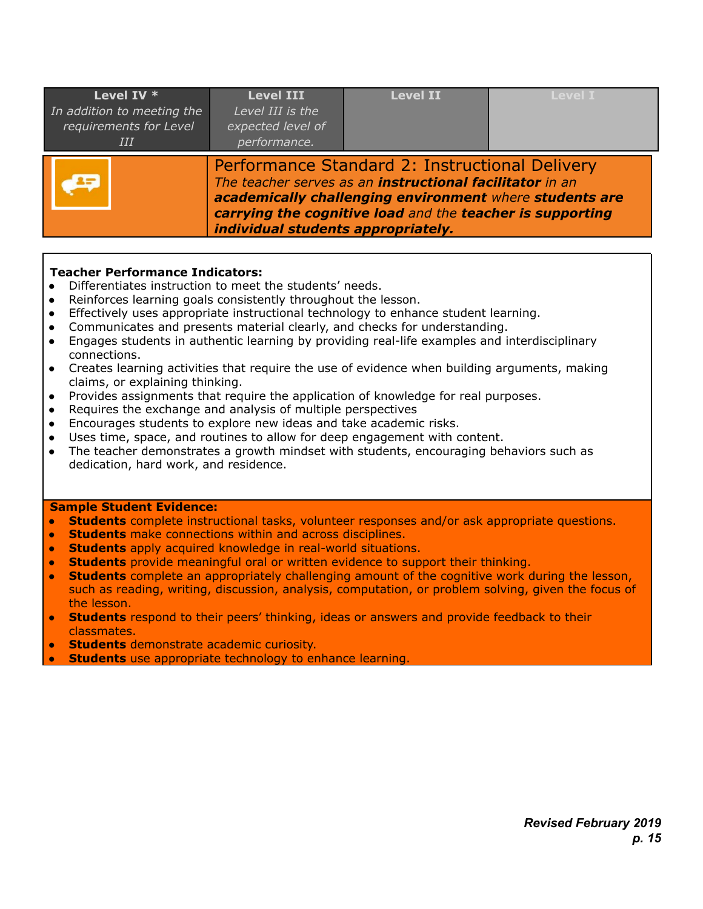| **Level IV *** | **Level III** | **Level II** | **Level I** |
| --- | --- | --- | --- |
| *In addition to meeting the requirements for Level III* | *Level III is the expected level of performance.* | | |

## Performance Standard 2: Instructional Delivery

*The teacher serves as an* ***instructional facilitator*** *in an* ***academically challenging environment*** *where* ***students are carrying the cognitive load*** *and the* ***teacher is supporting individual students appropriately.***

**Teacher Performance Indicators:**

- Differentiates instruction to meet the students' needs.
- Reinforces learning goals consistently throughout the lesson.
- Effectively uses appropriate instructional technology to enhance student learning.
- Communicates and presents material clearly, and checks for understanding.
- Engages students in authentic learning by providing real-life examples and interdisciplinary connections.
- Creates learning activities that require the use of evidence when building arguments, making claims, or explaining thinking.
- Provides assignments that require the application of knowledge for real purposes.
- Requires the exchange and analysis of multiple perspectives
- Encourages students to explore new ideas and take academic risks.
- Uses time, space, and routines to allow for deep engagement with content.
- The teacher demonstrates a growth mindset with students, encouraging behaviors such as dedication, hard work, and residence.

**Sample Student Evidence:**

- **Students** complete instructional tasks, volunteer responses and/or ask appropriate questions.
- **Students** make connections within and across disciplines.
- **Students** apply acquired knowledge in real-world situations.
- **Students** provide meaningful oral or written evidence to support their thinking.
- **Students** complete an appropriately challenging amount of the cognitive work during the lesson, such as reading, writing, discussion, analysis, computation, or problem solving, given the focus of the lesson.
- **Students** respond to their peers' thinking, ideas or answers and provide feedback to their classmates.
- **Students** demonstrate academic curiosity.
- **Students** use appropriate technology to enhance learning.

***Revised February 2019***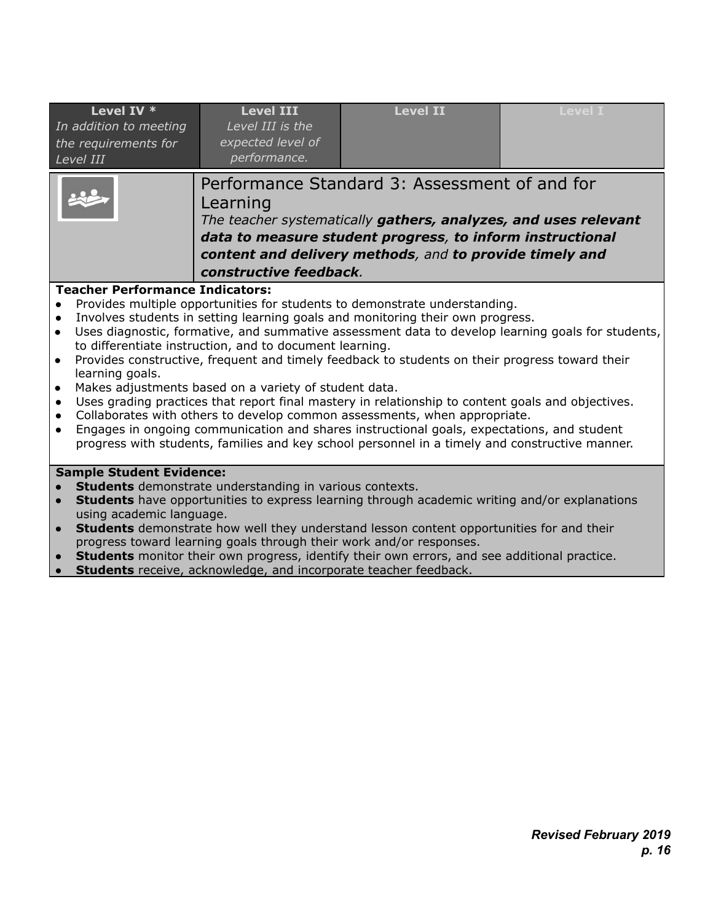| Level IV * *In addition to meeting the requirements for Level III* | Level III *Level III is the expected level of performance.* | Level II | Level I |
|---|---|---|---|

## Performance Standard 3: Assessment of and for Learning

*The teacher systematically **gathers, analyzes, and uses relevant data to measure student progress**, **to inform instructional content and delivery methods**, and **to provide timely and constructive feedback**.*

**Teacher Performance Indicators:**

- Provides multiple opportunities for students to demonstrate understanding.
- Involves students in setting learning goals and monitoring their own progress.
- Uses diagnostic, formative, and summative assessment data to develop learning goals for students, to differentiate instruction, and to document learning.
- Provides constructive, frequent and timely feedback to students on their progress toward their learning goals.
- Makes adjustments based on a variety of student data.
- Uses grading practices that report final mastery in relationship to content goals and objectives.
- Collaborates with others to develop common assessments, when appropriate.
- Engages in ongoing communication and shares instructional goals, expectations, and student progress with students, families and key school personnel in a timely and constructive manner.

**Sample Student Evidence:**

- **Students** demonstrate understanding in various contexts.
- **Students** have opportunities to express learning through academic writing and/or explanations using academic language.
- **Students** demonstrate how well they understand lesson content opportunities for and their progress toward learning goals through their work and/or responses.
- **Students** monitor their own progress, identify their own errors, and see additional practice.
- **Students** receive, acknowledge, and incorporate teacher feedback.

***Revised February 2019***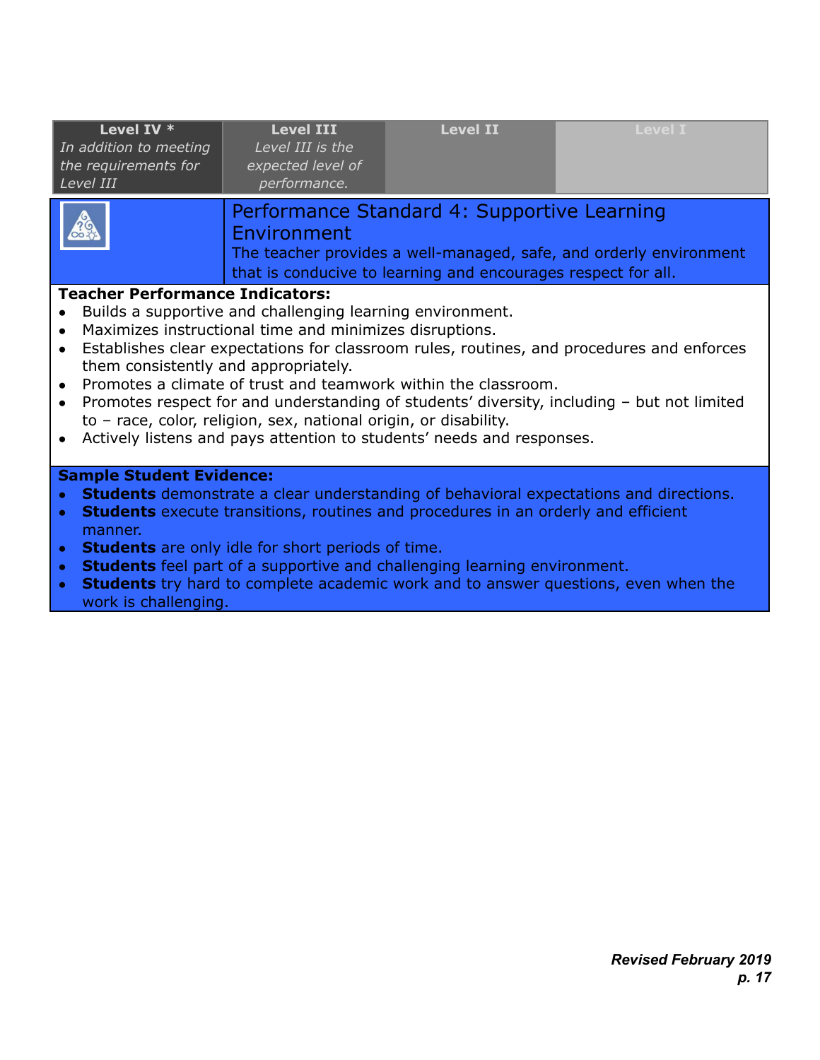| Level IV * | Level III | Level II | Level I |
|---|---|---|---|
| *In addition to meeting the requirements for Level III* | *Level III is the expected level of performance.* | | |

## Performance Standard 4: Supportive Learning Environment

The teacher provides a well-managed, safe, and orderly environment that is conducive to learning and encourages respect for all.

**Teacher Performance Indicators:**

- Builds a supportive and challenging learning environment.
- Maximizes instructional time and minimizes disruptions.
- Establishes clear expectations for classroom rules, routines, and procedures and enforces them consistently and appropriately.
- Promotes a climate of trust and teamwork within the classroom.
- Promotes respect for and understanding of students' diversity, including – but not limited to – race, color, religion, sex, national origin, or disability.
- Actively listens and pays attention to students' needs and responses.

**Sample Student Evidence:**

- **Students** demonstrate a clear understanding of behavioral expectations and directions.
- **Students** execute transitions, routines and procedures in an orderly and efficient manner.
- **Students** are only idle for short periods of time.
- **Students** feel part of a supportive and challenging learning environment.
- **Students** try hard to complete academic work and to answer questions, even when the work is challenging.

***Revised February 2019***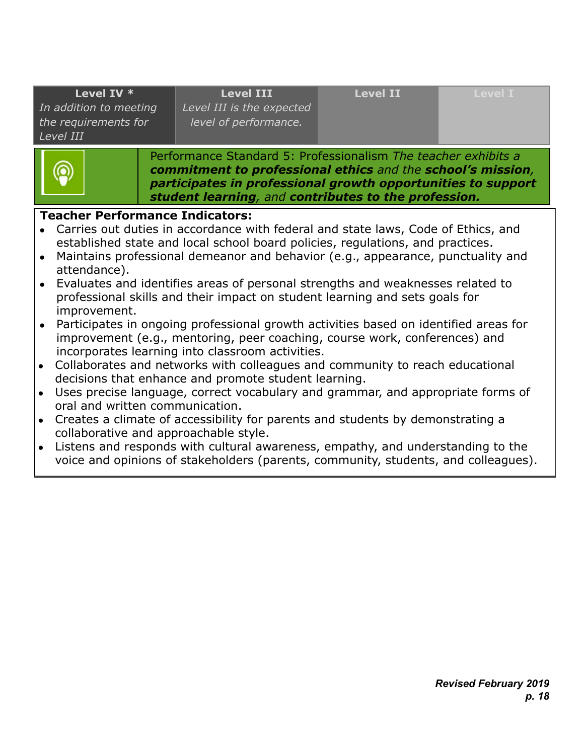| Level IV * | Level III | Level II | Level I |
|---|---|---|---|
| *In addition to meeting the requirements for Level III* | *Level III is the expected level of performance.* | | |

**Performance Standard 5: Professionalism** *The teacher exhibits a* ***commitment to professional ethics*** *and the* ***school's mission****,* ***participates in professional growth opportunities to support student learning****, and* ***contributes to the profession.***

**Teacher Performance Indicators:**

- Carries out duties in accordance with federal and state laws, Code of Ethics, and established state and local school board policies, regulations, and practices.
- Maintains professional demeanor and behavior (e.g., appearance, punctuality and attendance).
- Evaluates and identifies areas of personal strengths and weaknesses related to professional skills and their impact on student learning and sets goals for improvement.
- Participates in ongoing professional growth activities based on identified areas for improvement (e.g., mentoring, peer coaching, course work, conferences) and incorporates learning into classroom activities.
- Collaborates and networks with colleagues and community to reach educational decisions that enhance and promote student learning.
- Uses precise language, correct vocabulary and grammar, and appropriate forms of oral and written communication.
- Creates a climate of accessibility for parents and students by demonstrating a collaborative and approachable style.
- Listens and responds with cultural awareness, empathy, and understanding to the voice and opinions of stakeholders (parents, community, students, and colleagues).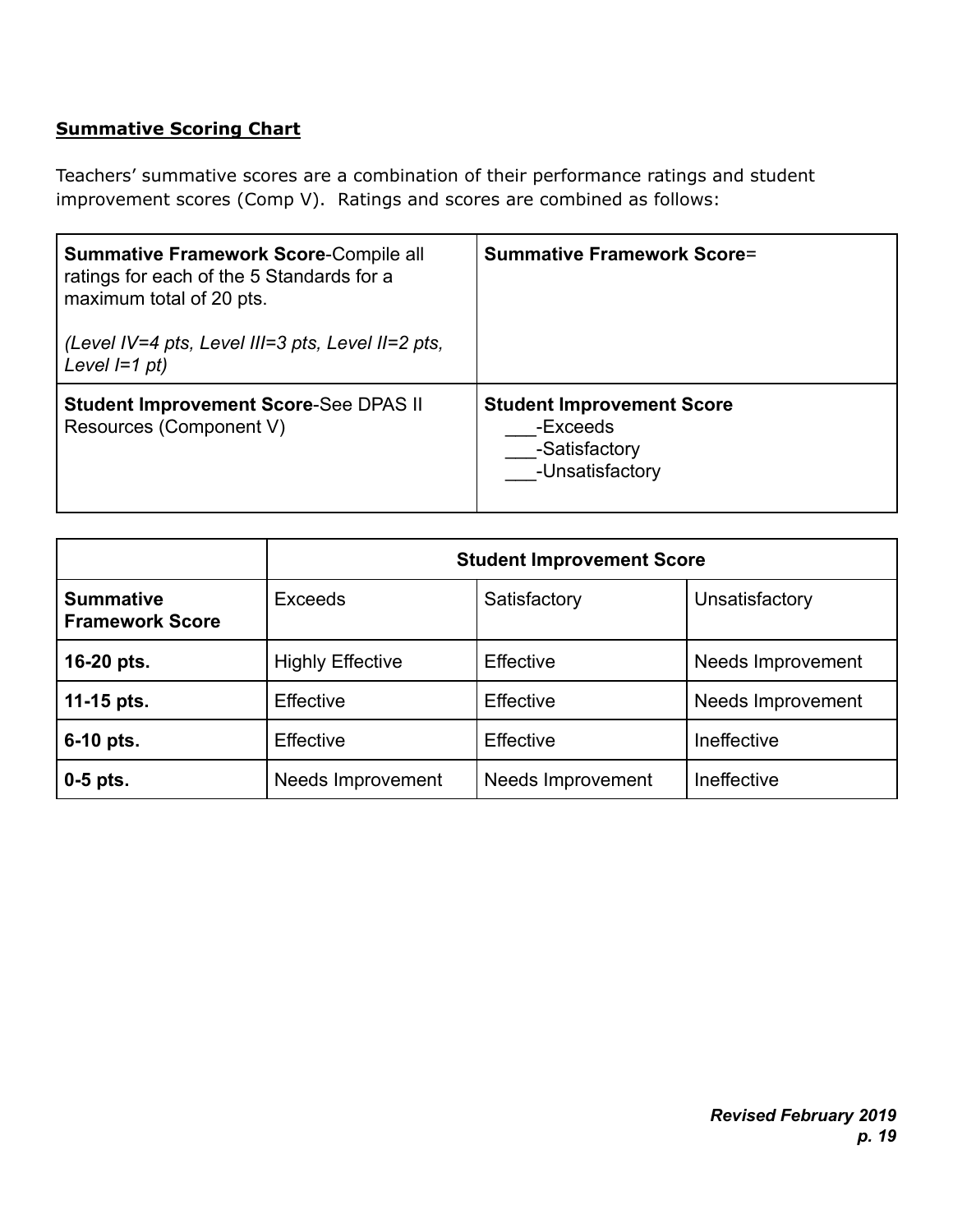**<u>Summative Scoring Chart</u>**

Teachers' summative scores are a combination of their performance ratings and student improvement scores (Comp V). Ratings and scores are combined as follows:

| | |
|---|---|
| **Summative Framework Score**-Compile all ratings for each of the 5 Standards for a maximum total of 20 pts.<br><br>*(Level IV=4 pts, Level III=3 pts, Level II=2 pts, Level I=1 pt)* | **Summative Framework Score**= |
| **Student Improvement Score**-See DPAS II Resources (Component V) | **Student Improvement Score**<br>___-Exceeds<br>___-Satisfactory<br>___-Unsatisfactory |

| | **Student Improvement Score** | | |
|---|---|---|---|
| **Summative Framework Score** | Exceeds | Satisfactory | Unsatisfactory |
| **16-20 pts.** | Highly Effective | Effective | Needs Improvement |
| **11-15 pts.** | Effective | Effective | Needs Improvement |
| **6-10 pts.** | Effective | Effective | Ineffective |
| **0-5 pts.** | Needs Improvement | Needs Improvement | Ineffective |

***Revised February 2019***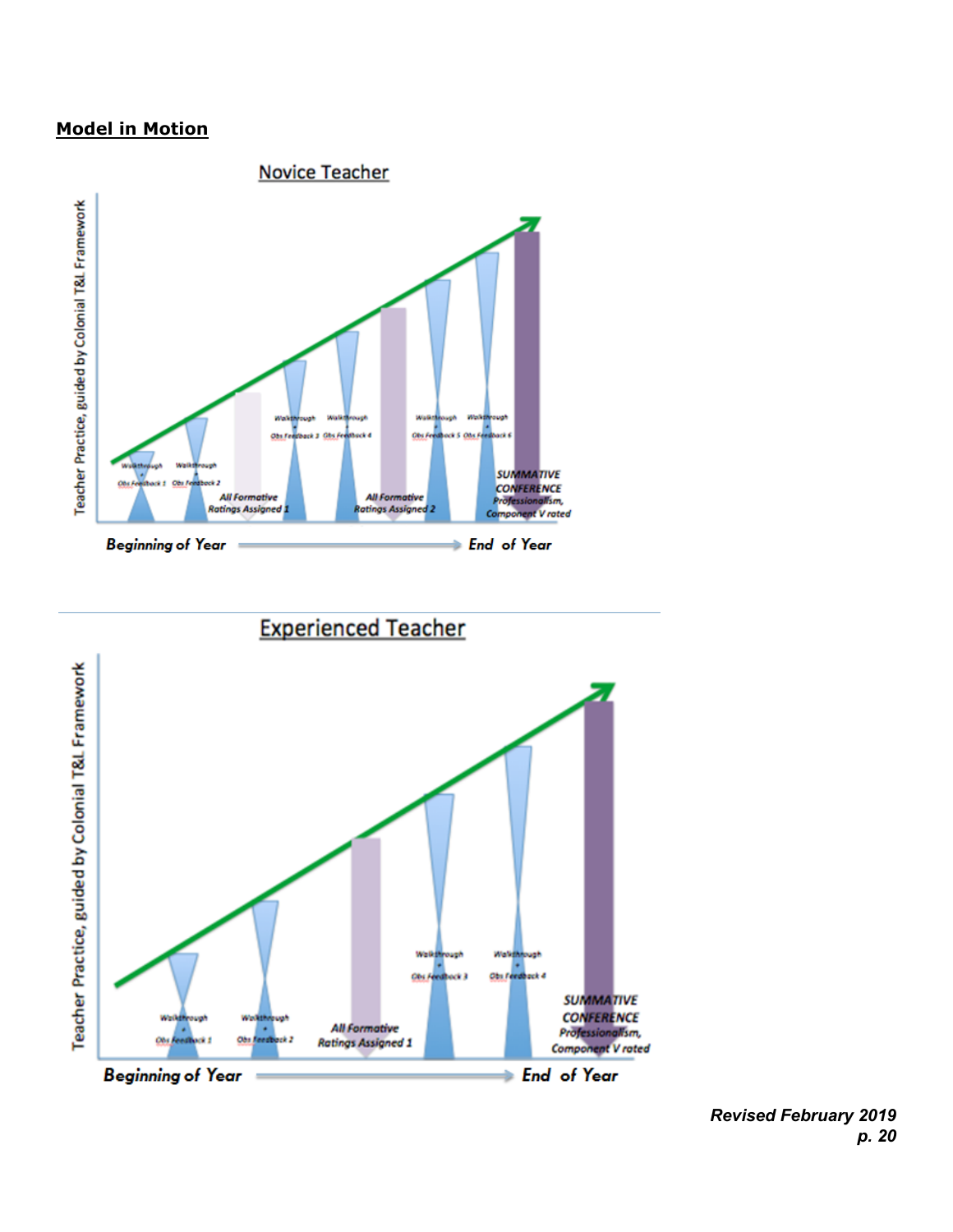**Model in Motion**

Novice Teacher

Teacher Practice, guided by Colonial T&L Framework

Walkthrough + Obs Feedback 1

Walkthrough + Obs Feedback 2

All Formative Ratings Assigned 1

Walkthrough + Obs Feedback 3

Walkthrough + Obs Feedback 4

All Formative Ratings Assigned 2

Walkthrough + Obs Feedback 5

Walkthrough + Obs Feedback 6

SUMMATIVE CONFERENCE Professionalism, Component V rated

Beginning of Year → End of Year

Experienced Teacher

Teacher Practice, guided by Colonial T&L Framework

Walkthrough + Obs Feedback 1

Walkthrough + Obs Feedback 2

All Formative Ratings Assigned 1

Walkthrough + Obs Feedback 3

Walkthrough + Obs Feedback 4

SUMMATIVE CONFERENCE Professionalism, Component V rated

Beginning of Year → End of Year

*Revised February 2019*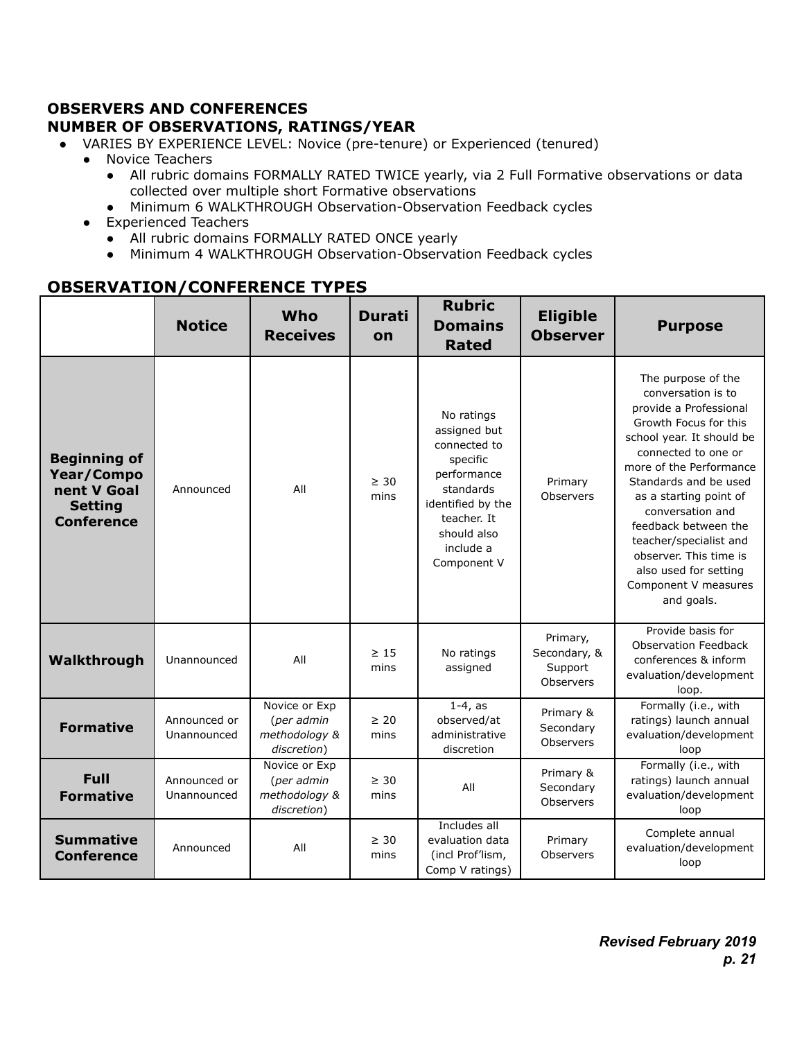**OBSERVERS AND CONFERENCES**
**NUMBER OF OBSERVATIONS, RATINGS/YEAR**

- VARIES BY EXPERIENCE LEVEL: Novice (pre-tenure) or Experienced (tenured)
  - Novice Teachers
    - All rubric domains FORMALLY RATED TWICE yearly, via 2 Full Formative observations or data collected over multiple short Formative observations
    - Minimum 6 WALKTHROUGH Observation-Observation Feedback cycles
  - Experienced Teachers
    - All rubric domains FORMALLY RATED ONCE yearly
    - Minimum 4 WALKTHROUGH Observation-Observation Feedback cycles

## OBSERVATION/CONFERENCE TYPES

| | Notice | Who Receives | Duration | Rubric Domains Rated | Eligible Observer | Purpose |
|---|---|---|---|---|---|---|
| **Beginning of Year/Component V Goal Setting Conference** | Announced | All | ≥ 30 mins | No ratings assigned but connected to specific performance standards identified by the teacher. It should also include a Component V | Primary Observers | The purpose of the conversation is to provide a Professional Growth Focus for this school year. It should be connected to one or more of the Performance Standards and be used as a starting point of conversation and feedback between the teacher/specialist and observer. This time is also used for setting Component V measures and goals. |
| **Walkthrough** | Unannounced | All | ≥ 15 mins | No ratings assigned | Primary, Secondary, & Support Observers | Provide basis for Observation Feedback conferences & inform evaluation/development loop. |
| **Formative** | Announced or Unannounced | Novice or Exp (*per admin methodology & discretion*) | ≥ 20 mins | 1-4, as observed/at administrative discretion | Primary & Secondary Observers | Formally (i.e., with ratings) launch annual evaluation/development loop |
| **Full Formative** | Announced or Unannounced | Novice or Exp (*per admin methodology & discretion*) | ≥ 30 mins | All | Primary & Secondary Observers | Formally (i.e., with ratings) launch annual evaluation/development loop |
| **Summative Conference** | Announced | All | ≥ 30 mins | Includes all evaluation data (incl Prof'lism, Comp V ratings) | Primary Observers | Complete annual evaluation/development loop |

***Revised February 2019***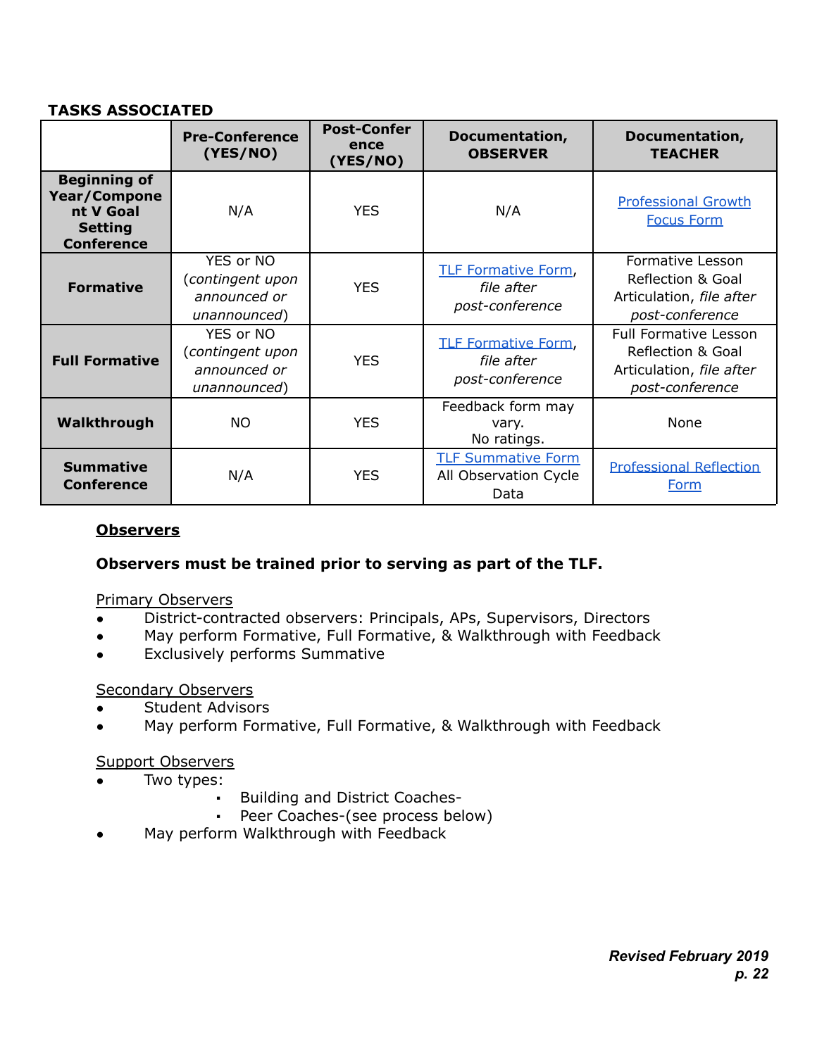**TASKS ASSOCIATED**

| | Pre-Conference (YES/NO) | Post-Conference (YES/NO) | Documentation, OBSERVER | Documentation, TEACHER |
|---|---|---|---|---|
| **Beginning of Year/Component V Goal Setting Conference** | N/A | YES | N/A | Professional Growth Focus Form |
| **Formative** | YES or NO (*contingent upon announced or unannounced*) | YES | TLF Formative Form, *file after post-conference* | Formative Lesson Reflection & Goal Articulation, *file after post-conference* |
| **Full Formative** | YES or NO (*contingent upon announced or unannounced*) | YES | TLF Formative Form, *file after post-conference* | Full Formative Lesson Reflection & Goal Articulation, *file after post-conference* |
| **Walkthrough** | NO | YES | Feedback form may vary. No ratings. | None |
| **Summative Conference** | N/A | YES | TLF Summative Form All Observation Cycle Data | Professional Reflection Form |

## Observers

**Observers must be trained prior to serving as part of the TLF.**

Primary Observers

- District-contracted observers: Principals, APs, Supervisors, Directors
- May perform Formative, Full Formative, & Walkthrough with Feedback
- Exclusively performs Summative

Secondary Observers

- Student Advisors
- May perform Formative, Full Formative, & Walkthrough with Feedback

Support Observers

- Two types:
  - Building and District Coaches-
  - Peer Coaches-(see process below)
- May perform Walkthrough with Feedback

*Revised February 2019*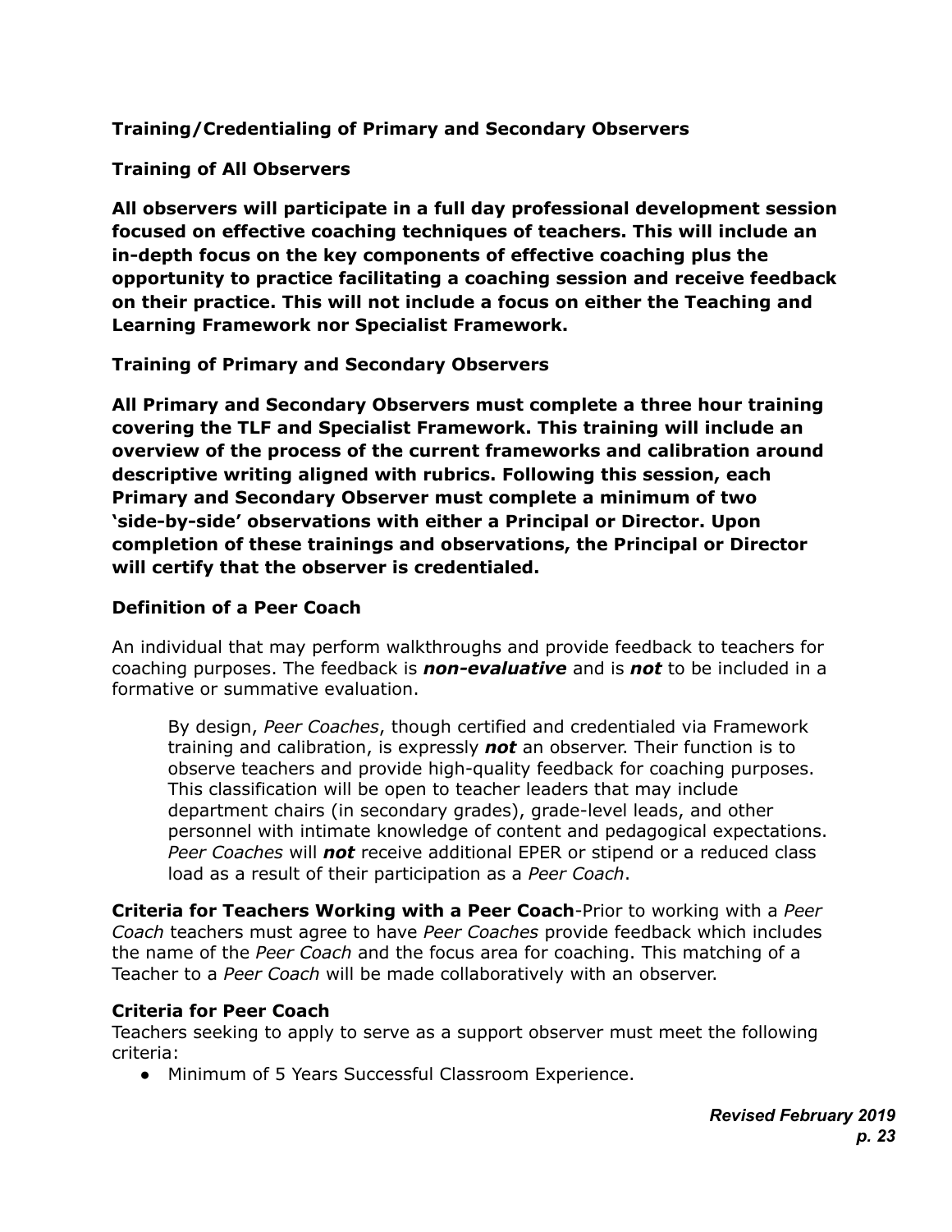### Training/Credentialing of Primary and Secondary Observers

### Training of All Observers

**All observers will participate in a full day professional development session focused on effective coaching techniques of teachers. This will include an in-depth focus on the key components of effective coaching plus the opportunity to practice facilitating a coaching session and receive feedback on their practice. This will not include a focus on either the Teaching and Learning Framework nor Specialist Framework.**

### Training of Primary and Secondary Observers

**All Primary and Secondary Observers must complete a three hour training covering the TLF and Specialist Framework. This training will include an overview of the process of the current frameworks and calibration around descriptive writing aligned with rubrics. Following this session, each Primary and Secondary Observer must complete a minimum of two 'side-by-side' observations with either a Principal or Director. Upon completion of these trainings and observations, the Principal or Director will certify that the observer is credentialed.**

### Definition of a Peer Coach

An individual that may perform walkthroughs and provide feedback to teachers for coaching purposes. The feedback is ***non-evaluative*** and is ***not*** to be included in a formative or summative evaluation.

> By design, *Peer Coaches*, though certified and credentialed via Framework training and calibration, is expressly ***not*** an observer. Their function is to observe teachers and provide high-quality feedback for coaching purposes. This classification will be open to teacher leaders that may include department chairs (in secondary grades), grade-level leads, and other personnel with intimate knowledge of content and pedagogical expectations. *Peer Coaches* will ***not*** receive additional EPER or stipend or a reduced class load as a result of their participation as a *Peer Coach*.

**Criteria for Teachers Working with a Peer Coach**-Prior to working with a *Peer Coach* teachers must agree to have *Peer Coaches* provide feedback which includes the name of the *Peer Coach* and the focus area for coaching. This matching of a Teacher to a *Peer Coach* will be made collaboratively with an observer.

**Criteria for Peer Coach**
Teachers seeking to apply to serve as a support observer must meet the following criteria:

- Minimum of 5 Years Successful Classroom Experience.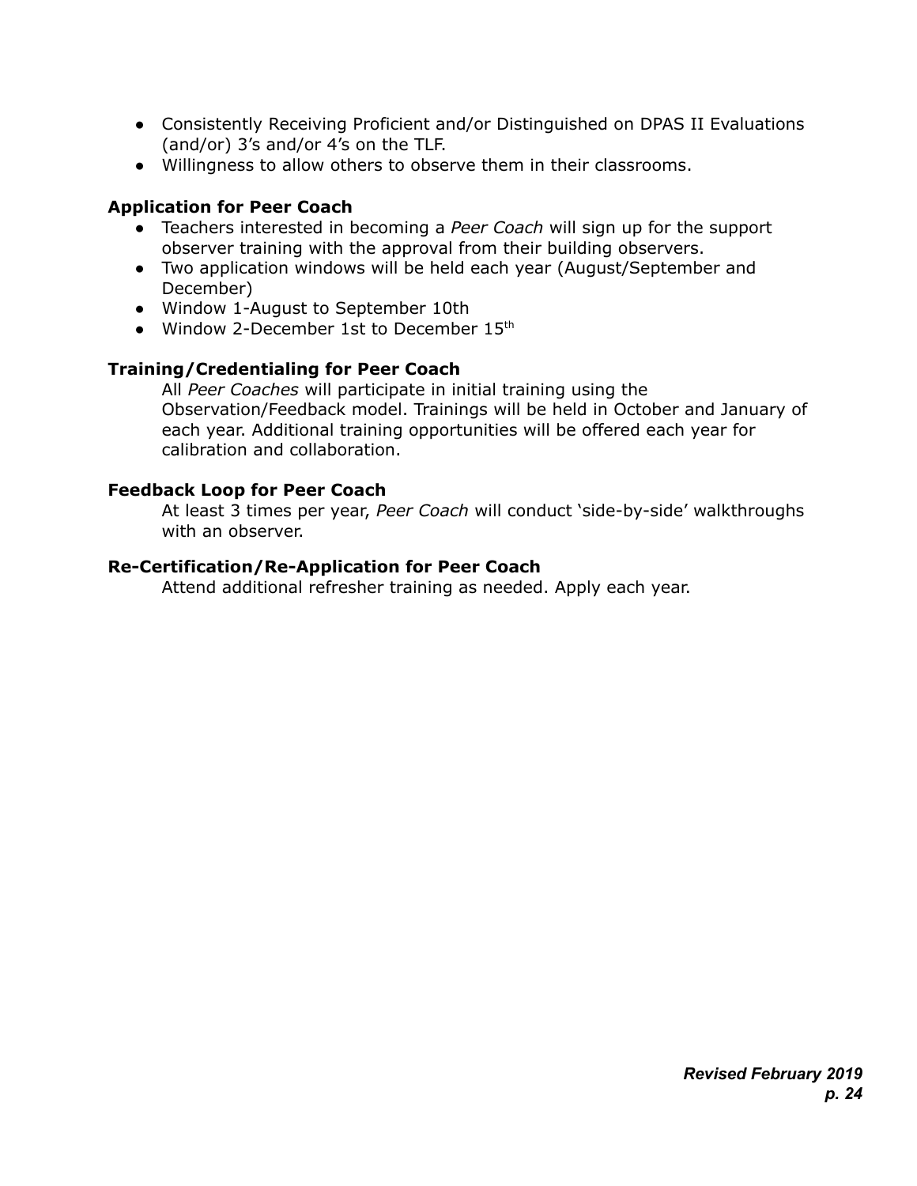- Consistently Receiving Proficient and/or Distinguished on DPAS II Evaluations (and/or) 3's and/or 4's on the TLF.
- Willingness to allow others to observe them in their classrooms.

**Application for Peer Coach**

- Teachers interested in becoming a *Peer Coach* will sign up for the support observer training with the approval from their building observers.
- Two application windows will be held each year (August/September and December)
- Window 1-August to September 10th
- Window 2-December 1st to December 15th

**Training/Credentialing for Peer Coach**

All *Peer Coaches* will participate in initial training using the Observation/Feedback model. Trainings will be held in October and January of each year. Additional training opportunities will be offered each year for calibration and collaboration.

**Feedback Loop for Peer Coach**

At least 3 times per year, *Peer Coach* will conduct 'side-by-side' walkthroughs with an observer.

**Re-Certification/Re-Application for Peer Coach**

Attend additional refresher training as needed. Apply each year.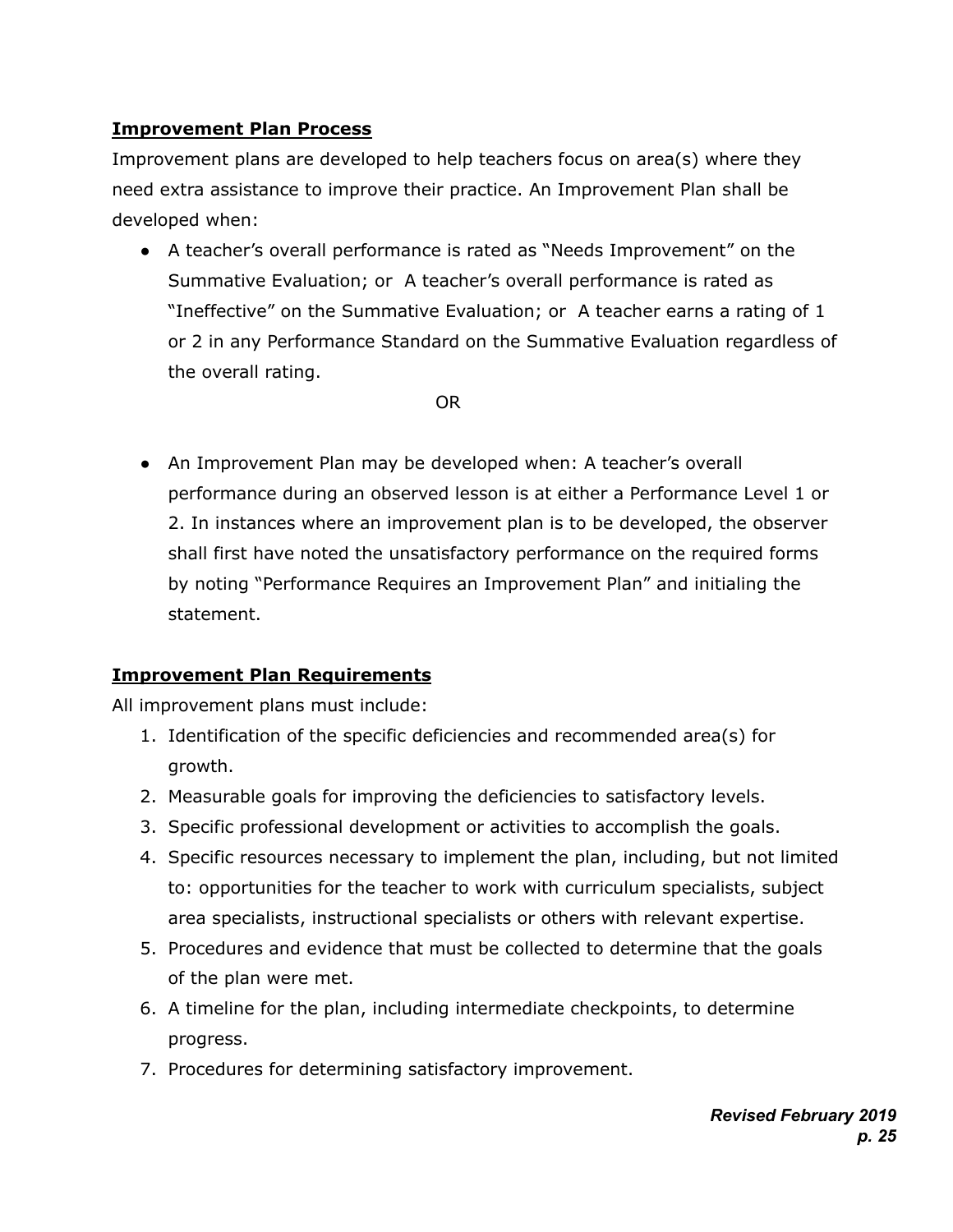**Improvement Plan Process**

Improvement plans are developed to help teachers focus on area(s) where they need extra assistance to improve their practice. An Improvement Plan shall be developed when:

- A teacher's overall performance is rated as "Needs Improvement" on the Summative Evaluation; or A teacher's overall performance is rated as "Ineffective" on the Summative Evaluation; or A teacher earns a rating of 1 or 2 in any Performance Standard on the Summative Evaluation regardless of the overall rating.

OR

- An Improvement Plan may be developed when: A teacher's overall performance during an observed lesson is at either a Performance Level 1 or 2. In instances where an improvement plan is to be developed, the observer shall first have noted the unsatisfactory performance on the required forms by noting "Performance Requires an Improvement Plan" and initialing the statement.

**Improvement Plan Requirements**

All improvement plans must include:

1. Identification of the specific deficiencies and recommended area(s) for growth.
2. Measurable goals for improving the deficiencies to satisfactory levels.
3. Specific professional development or activities to accomplish the goals.
4. Specific resources necessary to implement the plan, including, but not limited to: opportunities for the teacher to work with curriculum specialists, subject area specialists, instructional specialists or others with relevant expertise.
5. Procedures and evidence that must be collected to determine that the goals of the plan were met.
6. A timeline for the plan, including intermediate checkpoints, to determine progress.
7. Procedures for determining satisfactory improvement.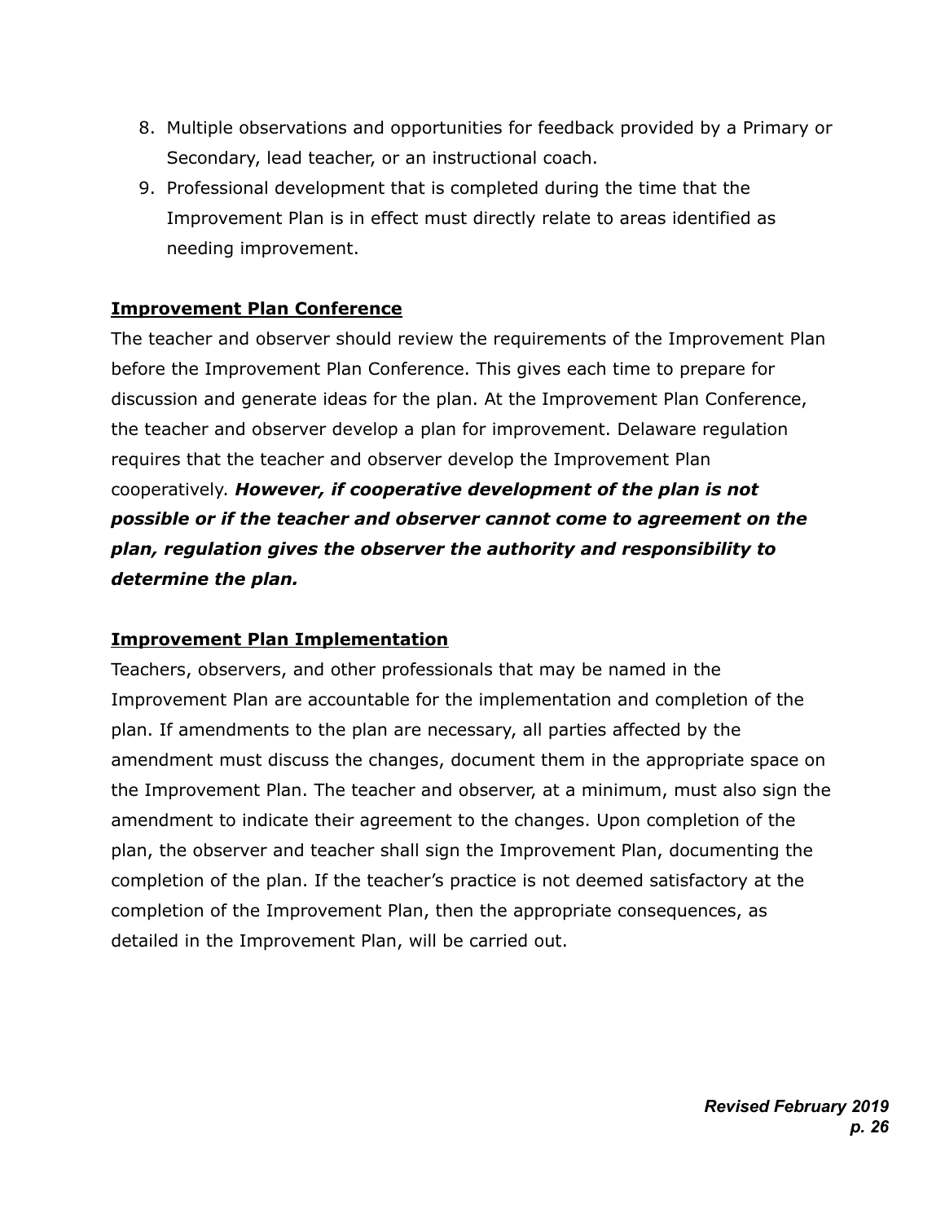8. Multiple observations and opportunities for feedback provided by a Primary or Secondary, lead teacher, or an instructional coach.
9. Professional development that is completed during the time that the Improvement Plan is in effect must directly relate to areas identified as needing improvement.

**Improvement Plan Conference**

The teacher and observer should review the requirements of the Improvement Plan before the Improvement Plan Conference. This gives each time to prepare for discussion and generate ideas for the plan. At the Improvement Plan Conference, the teacher and observer develop a plan for improvement. Delaware regulation requires that the teacher and observer develop the Improvement Plan cooperatively. ***However, if cooperative development of the plan is not possible or if the teacher and observer cannot come to agreement on the plan, regulation gives the observer the authority and responsibility to determine the plan.***

**Improvement Plan Implementation**

Teachers, observers, and other professionals that may be named in the Improvement Plan are accountable for the implementation and completion of the plan. If amendments to the plan are necessary, all parties affected by the amendment must discuss the changes, document them in the appropriate space on the Improvement Plan. The teacher and observer, at a minimum, must also sign the amendment to indicate their agreement to the changes. Upon completion of the plan, the observer and teacher shall sign the Improvement Plan, documenting the completion of the plan. If the teacher's practice is not deemed satisfactory at the completion of the Improvement Plan, then the appropriate consequences, as detailed in the Improvement Plan, will be carried out.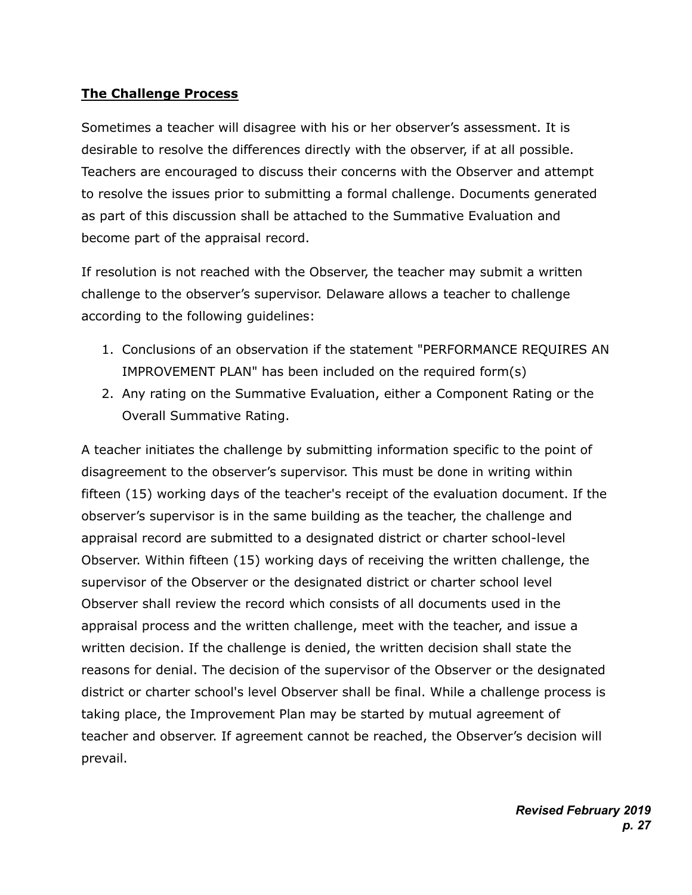## **The Challenge Process**

Sometimes a teacher will disagree with his or her observer's assessment. It is desirable to resolve the differences directly with the observer, if at all possible. Teachers are encouraged to discuss their concerns with the Observer and attempt to resolve the issues prior to submitting a formal challenge. Documents generated as part of this discussion shall be attached to the Summative Evaluation and become part of the appraisal record.

If resolution is not reached with the Observer, the teacher may submit a written challenge to the observer's supervisor. Delaware allows a teacher to challenge according to the following guidelines:

1. Conclusions of an observation if the statement "PERFORMANCE REQUIRES AN IMPROVEMENT PLAN" has been included on the required form(s)
2. Any rating on the Summative Evaluation, either a Component Rating or the Overall Summative Rating.

A teacher initiates the challenge by submitting information specific to the point of disagreement to the observer's supervisor. This must be done in writing within fifteen (15) working days of the teacher's receipt of the evaluation document. If the observer's supervisor is in the same building as the teacher, the challenge and appraisal record are submitted to a designated district or charter school-level Observer. Within fifteen (15) working days of receiving the written challenge, the supervisor of the Observer or the designated district or charter school level Observer shall review the record which consists of all documents used in the appraisal process and the written challenge, meet with the teacher, and issue a written decision. If the challenge is denied, the written decision shall state the reasons for denial. The decision of the supervisor of the Observer or the designated district or charter school's level Observer shall be final. While a challenge process is taking place, the Improvement Plan may be started by mutual agreement of teacher and observer. If agreement cannot be reached, the Observer's decision will prevail.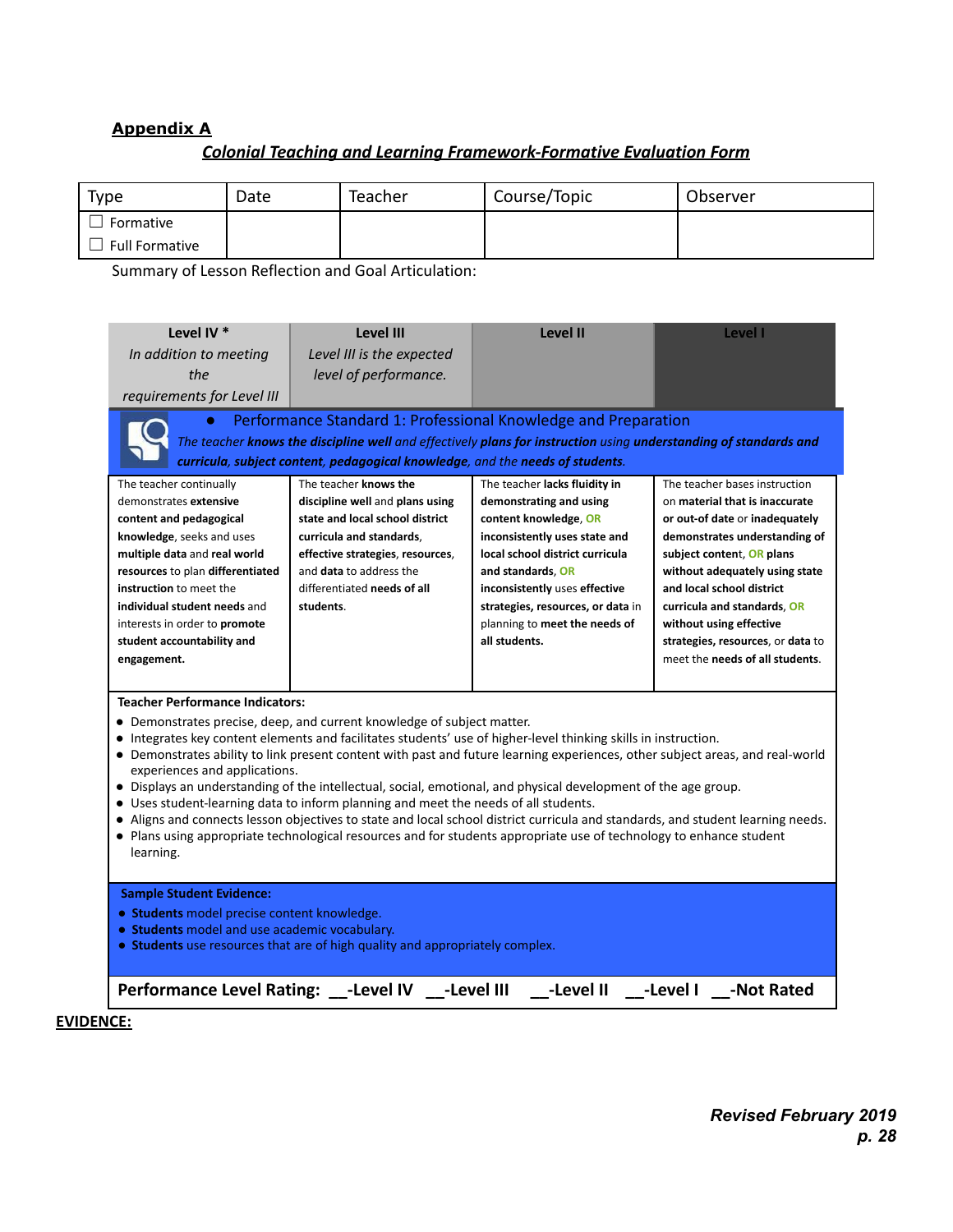## Appendix A

### *Colonial Teaching and Learning Framework-Formative Evaluation Form*

| Type | Date | Teacher | Course/Topic | Observer |
|---|---|---|---|---|
| ☐ Formative<br>☐ Full Formative | | | | |

Summary of Lesson Reflection and Goal Articulation:

| Level IV * | Level III | Level II | Level I |
|---|---|---|---|
| *In addition to meeting the requirements for Level III* | *Level III is the expected level of performance.* | | |

**● Performance Standard 1: Professional Knowledge and Preparation**

*The teacher **knows the discipline well** and effectively **plans for instruction** using **understanding of standards and curricula, subject content, pedagogical knowledge**, and the **needs of students**.*

| Level IV | Level III | Level II | Level I |
|---|---|---|---|
| The teacher continually demonstrates **extensive content and pedagogical knowledge**, seeks and uses **multiple data** and **real world resources** to plan **differentiated instruction** to meet the **individual student needs** and interests in order to **promote student accountability and engagement.** | The teacher **knows the discipline well** and **plans using state and local school district curricula and standards**, **effective strategies**, **resources**, and **data** to address the differentiated **needs of all students**. | The teacher **lacks fluidity in demonstrating and using content knowledge**, OR **inconsistently uses state and local school district curricula and standards**, OR **inconsistently** uses **effective strategies, resources, or data** in planning to **meet the needs of all students.** | The teacher bases instruction on **material that is inaccurate** or **out-of date** or **inadequately demonstrates understanding of subject content**, OR **plans without adequately using state and local school district curricula and standards**, OR **without using effective strategies, resources**, or **data** to meet the **needs of all students**. |

**Teacher Performance Indicators:**

- Demonstrates precise, deep, and current knowledge of subject matter.
- Integrates key content elements and facilitates students' use of higher-level thinking skills in instruction.
- Demonstrates ability to link present content with past and future learning experiences, other subject areas, and real-world experiences and applications.
- Displays an understanding of the intellectual, social, emotional, and physical development of the age group.
- Uses student-learning data to inform planning and meet the needs of all students.
- Aligns and connects lesson objectives to state and local school district curricula and standards, and student learning needs.
- Plans using appropriate technological resources and for students appropriate use of technology to enhance student learning.

**Sample Student Evidence:**

- **Students** model precise content knowledge.
- **Students** model and use academic vocabulary.
- **Students** use resources that are of high quality and appropriately complex.

**Performance Level Rating: __-Level IV __-Level III __-Level II __-Level I __-Not Rated**

**EVIDENCE:**

***Revised February 2019***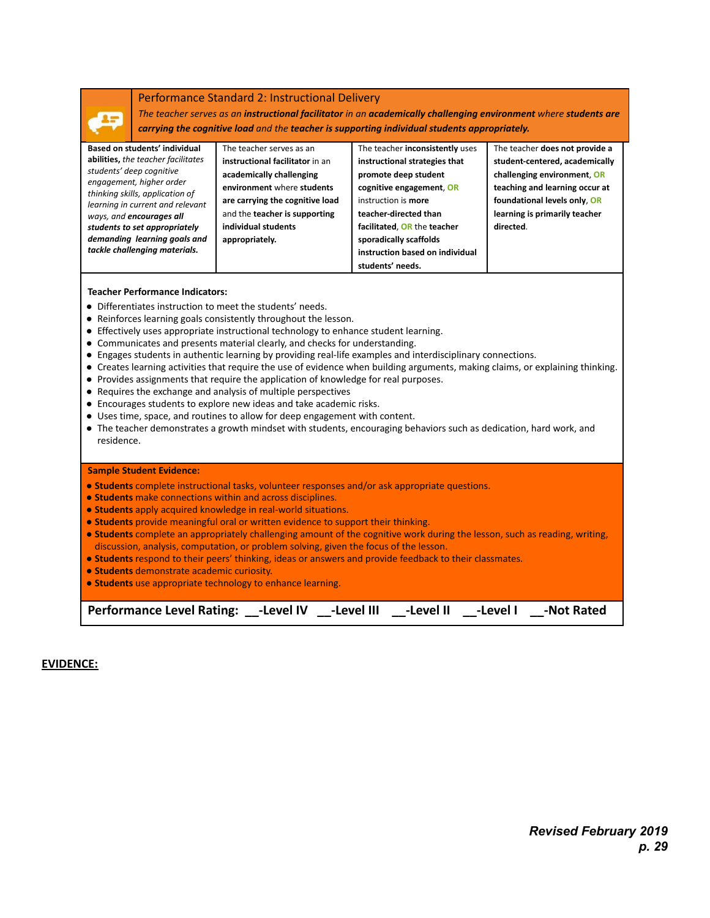## Performance Standard 2: Instructional Delivery

*The teacher serves as an **instructional facilitator** in an **academically challenging environment** where **students are carrying the cognitive load** and the **teacher is supporting individual students appropriately.***

| | | | |
|---|---|---|---|
| **Based on students' individual abilities,** *the teacher facilitates students' deep cognitive engagement, higher order thinking skills, application of learning in current and relevant ways, and* ***encourages all students to set appropriately demanding learning goals and tackle challenging materials.*** | The teacher serves as an **instructional facilitator** in an **academically challenging environment** where **students are carrying the cognitive load** and the **teacher is supporting individual students appropriately.** | The teacher **inconsistently** uses **instructional strategies that promote deep student cognitive engagement**, **OR** instruction is **more teacher-directed than facilitated**, **OR** the **teacher sporadically scaffolds instruction based on individual students' needs.** | The teacher **does not provide a student-centered, academically challenging environment**, **OR teaching and learning occur at foundational levels only**, **OR learning is primarily teacher directed**. |

**Teacher Performance Indicators:**

- Differentiates instruction to meet the students' needs.
- Reinforces learning goals consistently throughout the lesson.
- Effectively uses appropriate instructional technology to enhance student learning.
- Communicates and presents material clearly, and checks for understanding.
- Engages students in authentic learning by providing real-life examples and interdisciplinary connections.
- Creates learning activities that require the use of evidence when building arguments, making claims, or explaining thinking.
- Provides assignments that require the application of knowledge for real purposes.
- Requires the exchange and analysis of multiple perspectives
- Encourages students to explore new ideas and take academic risks.
- Uses time, space, and routines to allow for deep engagement with content.
- The teacher demonstrates a growth mindset with students, encouraging behaviors such as dedication, hard work, and residence.

**Sample Student Evidence:**

- **Students** complete instructional tasks, volunteer responses and/or ask appropriate questions.
- **Students** make connections within and across disciplines.
- **Students** apply acquired knowledge in real-world situations.
- **Students** provide meaningful oral or written evidence to support their thinking.
- **Students** complete an appropriately challenging amount of the cognitive work during the lesson, such as reading, writing, discussion, analysis, computation, or problem solving, given the focus of the lesson.
- **Students** respond to their peers' thinking, ideas or answers and provide feedback to their classmates.
- **Students** demonstrate academic curiosity.
- **Students** use appropriate technology to enhance learning.

**Performance Level Rating: \_\_-Level IV \_\_-Level III \_\_-Level II \_\_-Level I \_\_-Not Rated**

**EVIDENCE:**

***Revised February 2019***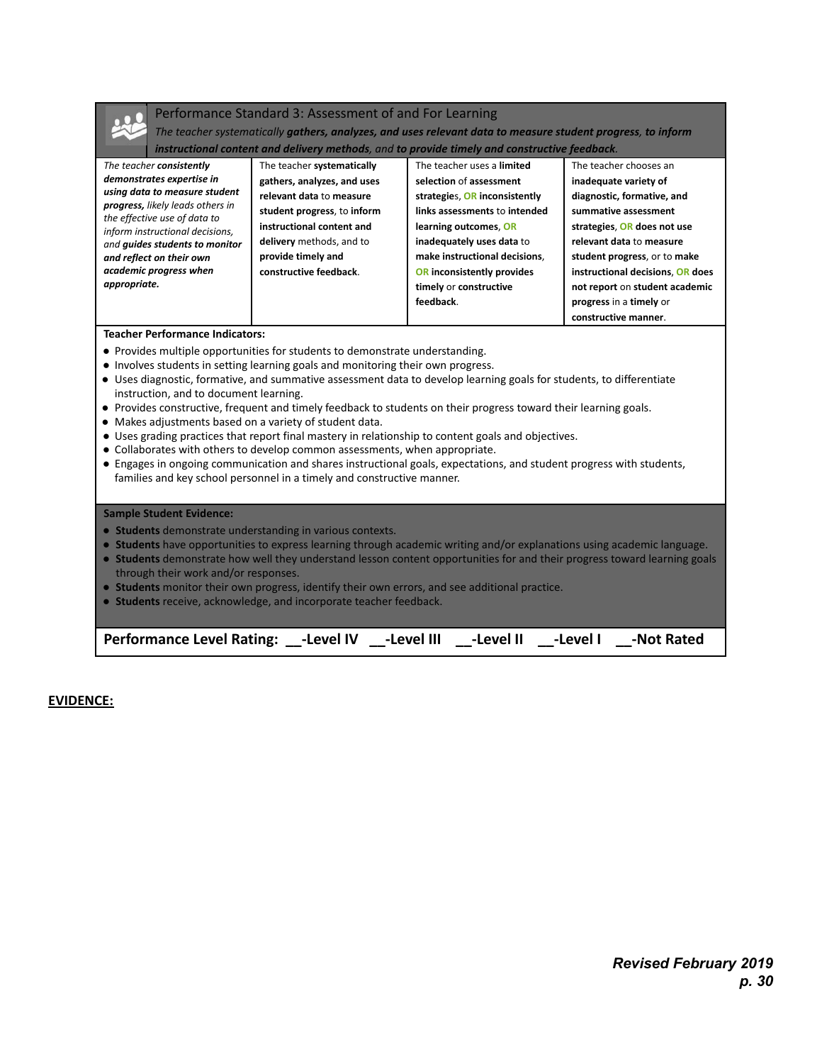## Performance Standard 3: Assessment of and For Learning

*The teacher systematically* ***gathers, analyzes, and uses relevant data to measure student progress, to inform instructional content and delivery methods****, and* ***to provide timely and constructive feedback****.*

| | | | |
|---|---|---|---|
| *The teacher* ***consistently demonstrates expertise in using data to measure student progress,*** *likely leads others in the effective use of data to inform instructional decisions, and* ***guides students to monitor and reflect on their own academic progress when appropriate.*** | The teacher **systematically gathers, analyzes, and uses relevant data** to **measure student progress**, to **inform instructional content and delivery** methods, and to **provide timely and constructive feedback**. | The teacher uses a **limited selection** of **assessment strategie**s, **OR inconsistently links assessments** to **intended learning outcomes**, **OR inadequately uses data** to **make instructional decisions**, **OR inconsistently provides timely** or **constructive feedback**. | The teacher chooses an **inadequate variety of diagnostic, formative, and summative assessment strategies**, **OR does not use relevant data** to **measure student progress**, or to **make instructional decisions**, **OR does not report** on **student academic progress** in a **timely** or **constructive manner**. |

**Teacher Performance Indicators:**

- Provides multiple opportunities for students to demonstrate understanding.
- Involves students in setting learning goals and monitoring their own progress.
- Uses diagnostic, formative, and summative assessment data to develop learning goals for students, to differentiate instruction, and to document learning.
- Provides constructive, frequent and timely feedback to students on their progress toward their learning goals.
- Makes adjustments based on a variety of student data.
- Uses grading practices that report final mastery in relationship to content goals and objectives.
- Collaborates with others to develop common assessments, when appropriate.
- Engages in ongoing communication and shares instructional goals, expectations, and student progress with students, families and key school personnel in a timely and constructive manner.

**Sample Student Evidence:**

- **Students** demonstrate understanding in various contexts.
- **Students** have opportunities to express learning through academic writing and/or explanations using academic language.
- **Students** demonstrate how well they understand lesson content opportunities for and their progress toward learning goals through their work and/or responses.
- **Students** monitor their own progress, identify their own errors, and see additional practice.
- **Students** receive, acknowledge, and incorporate teacher feedback.

**Performance Level Rating: __-Level IV __-Level III __-Level II __-Level I __-Not Rated**

**EVIDENCE:**

***Revised February 2019***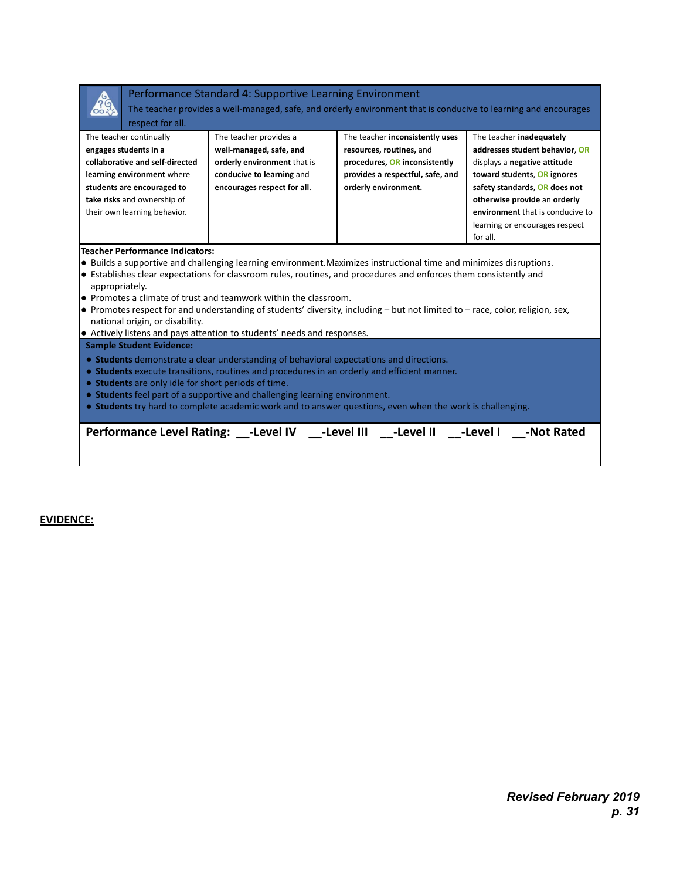## Performance Standard 4: Supportive Learning Environment

The teacher provides a well-managed, safe, and orderly environment that is conducive to learning and encourages respect for all.

| | | | |
|---|---|---|---|
| The teacher continually **engages students in a collaborative and self-directed learning environment** where **students are encouraged to take risks** and ownership of their own learning behavior. | The teacher provides a **well-managed, safe, and orderly environment** that is **conducive to learning** and **encourages respect for all**. | The teacher **inconsistently uses resources, routines,** and **procedures, OR inconsistently provides a respectful, safe, and orderly environment.** | The teacher **inadequately addresses student behavior**, **OR** displays a **negative attitude toward students**, **OR ignores safety standards**, **OR does not otherwise provide** an **orderly environment** that is conducive to learning or encourages respect for all. |

**Teacher Performance Indicators:**

- Builds a supportive and challenging learning environment.Maximizes instructional time and minimizes disruptions.
- Establishes clear expectations for classroom rules, routines, and procedures and enforces them consistently and appropriately.
- Promotes a climate of trust and teamwork within the classroom.
- Promotes respect for and understanding of students' diversity, including – but not limited to – race, color, religion, sex, national origin, or disability.
- Actively listens and pays attention to students' needs and responses.

**Sample Student Evidence:**

- **Students** demonstrate a clear understanding of behavioral expectations and directions.
- **Students** execute transitions, routines and procedures in an orderly and efficient manner.
- **Students** are only idle for short periods of time.
- **Students** feel part of a supportive and challenging learning environment.
- **Students** try hard to complete academic work and to answer questions, even when the work is challenging.

**Performance Level Rating: __-Level IV __-Level III __-Level II __-Level I __-Not Rated**

**EVIDENCE:**

***Revised February 2019***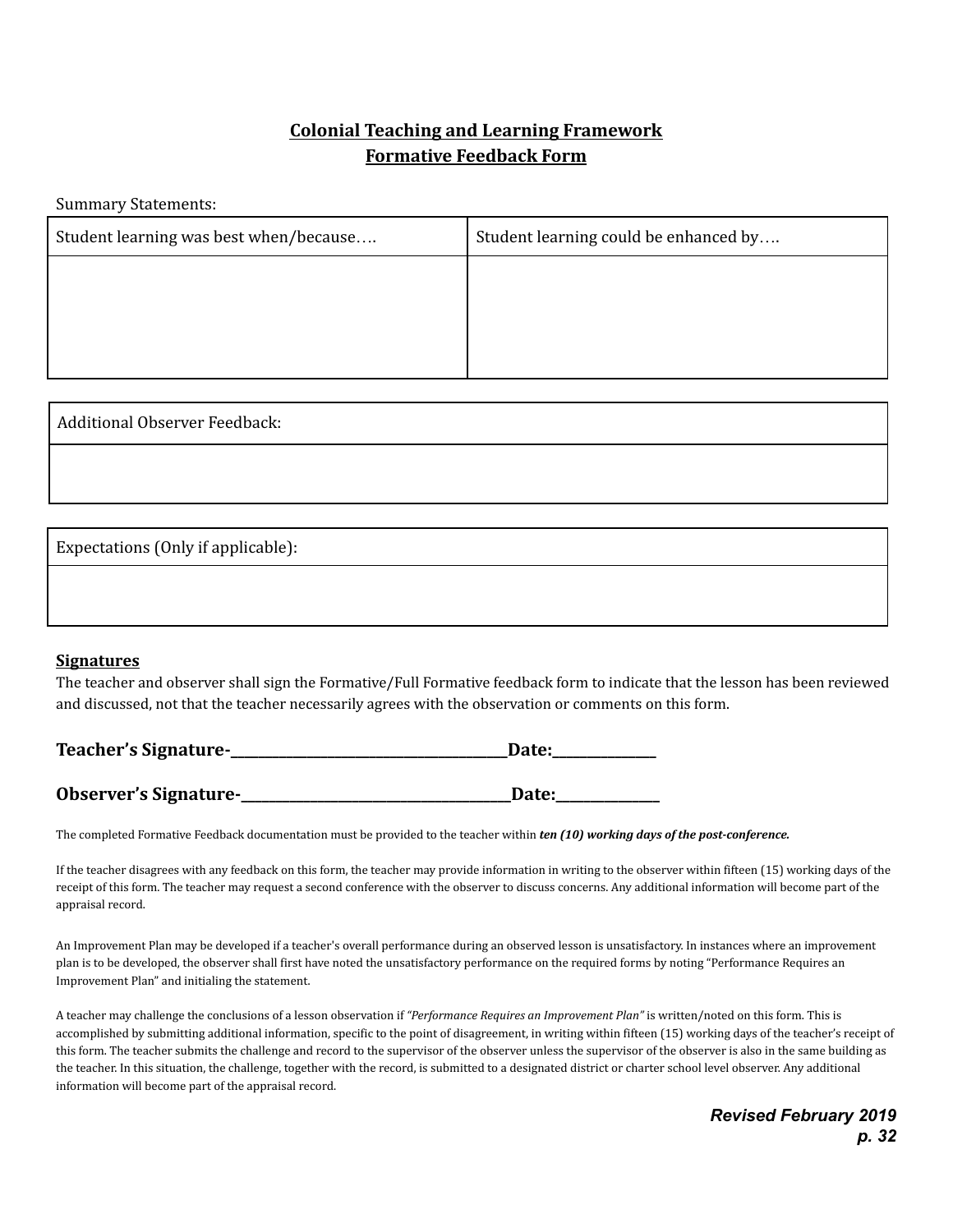## Colonial Teaching and Learning Framework
## Formative Feedback Form

Summary Statements:

| Student learning was best when/because…. | Student learning could be enhanced by…. |
|---|---|
| | |

| Additional Observer Feedback: |
|---|
| |

| Expectations (Only if applicable): |
|---|
| |

**Signatures**

The teacher and observer shall sign the Formative/Full Formative feedback form to indicate that the lesson has been reviewed and discussed, not that the teacher necessarily agrees with the observation or comments on this form.

**Teacher's Signature-_______________________________________Date:_______________**

**Observer's Signature-______________________________________Date:_______________**

The completed Formative Feedback documentation must be provided to the teacher within ***ten (10) working days of the post-conference.***

If the teacher disagrees with any feedback on this form, the teacher may provide information in writing to the observer within fifteen (15) working days of the receipt of this form. The teacher may request a second conference with the observer to discuss concerns. Any additional information will become part of the appraisal record.

An Improvement Plan may be developed if a teacher's overall performance during an observed lesson is unsatisfactory. In instances where an improvement plan is to be developed, the observer shall first have noted the unsatisfactory performance on the required forms by noting "Performance Requires an Improvement Plan" and initialing the statement.

A teacher may challenge the conclusions of a lesson observation if *"Performance Requires an Improvement Plan"* is written/noted on this form. This is accomplished by submitting additional information, specific to the point of disagreement, in writing within fifteen (15) working days of the teacher's receipt of this form. The teacher submits the challenge and record to the supervisor of the observer unless the supervisor of the observer is also in the same building as the teacher. In this situation, the challenge, together with the record, is submitted to a designated district or charter school level observer. Any additional information will become part of the appraisal record.

***Revised February 2019***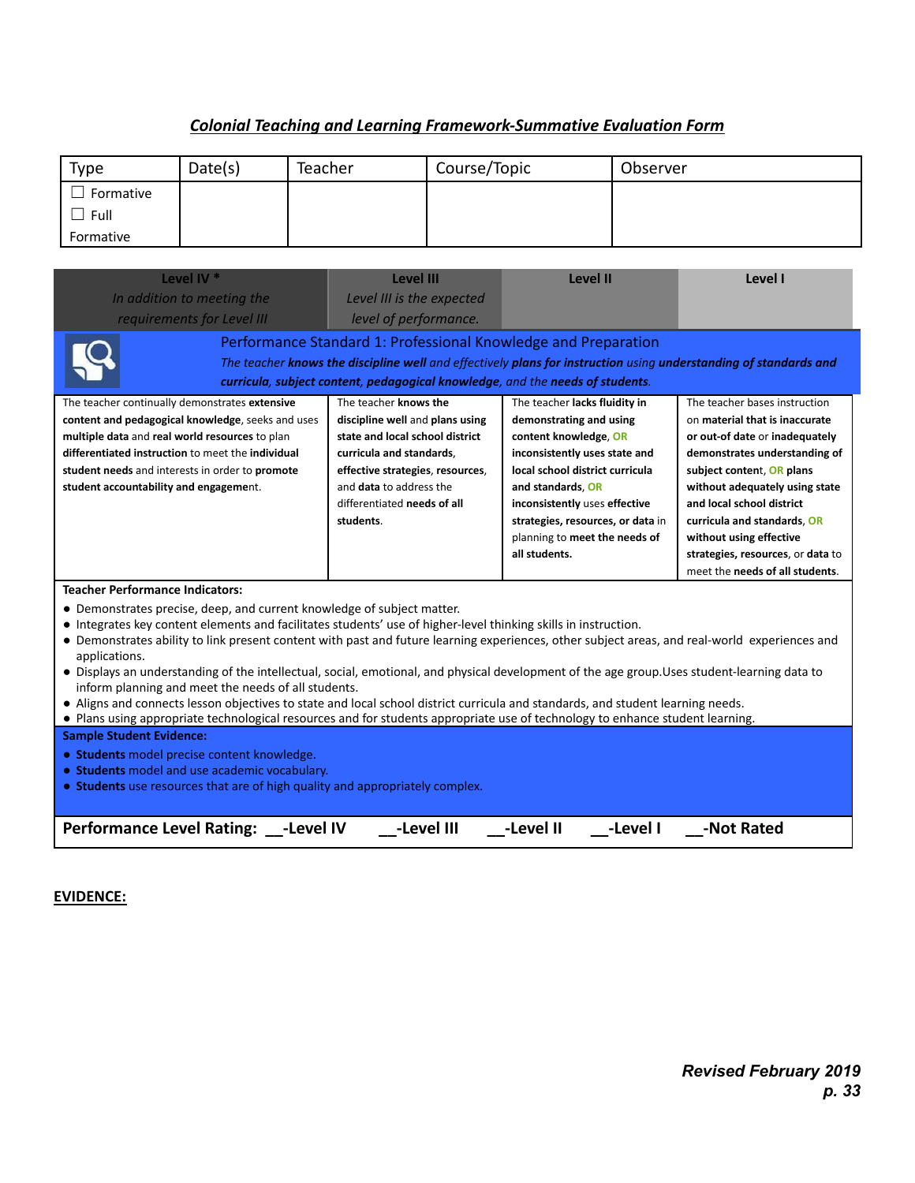## *Colonial Teaching and Learning Framework-Summative Evaluation Form*

| Type | Date(s) | Teacher | Course/Topic | Observer |
|---|---|---|---|---|
| ☐ Formative<br>☐ Full Formative | | | | |

| Level IV *<br>*In addition to meeting the requirements for Level III* | Level III<br>*Level III is the expected level of performance.* | Level II | Level I |
|---|---|---|---|
| **Performance Standard 1: Professional Knowledge and Preparation**<br>*The teacher **knows the discipline well** and effectively **plans for instruction** using **understanding of standards and curricula**, **subject content**, **pedagogical knowledge**, and the **needs of students**.* | | | |
| The teacher continually demonstrates **extensive content and pedagogical knowledge**, seeks and uses **multiple data** and **real world resources** to plan **differentiated instruction** to meet the **individual student needs** and interests in order to **promote student accountability and engagement**. | The teacher **knows the discipline well** and **plans using state and local school district curricula and standards**, **effective strategies**, **resources**, and **data** to address the differentiated **needs of all students**. | The teacher **lacks fluidity in demonstrating and using content knowledge**, **OR inconsistently uses state and local school district curricula and standards**, **OR inconsistently** uses **effective strategies, resources, or data** in planning to **meet the needs of all students.** | The teacher bases instruction on **material that is inaccurate or out-of-date** or **inadequately demonstrates understanding of subject content**, **OR plans without adequately using state and local school district curricula and standards**, **OR without using effective strategies, resources**, or **data** to meet the **needs of all students**. |

**Teacher Performance Indicators:**

- Demonstrates precise, deep, and current knowledge of subject matter.
- Integrates key content elements and facilitates students' use of higher-level thinking skills in instruction.
- Demonstrates ability to link present content with past and future learning experiences, other subject areas, and real-world experiences and applications.
- Displays an understanding of the intellectual, social, emotional, and physical development of the age group.Uses student-learning data to inform planning and meet the needs of all students.
- Aligns and connects lesson objectives to state and local school district curricula and standards, and student learning needs.
- Plans using appropriate technological resources and for students appropriate use of technology to enhance student learning.

**Sample Student Evidence:**

- **Students** model precise content knowledge.
- **Students** model and use academic vocabulary.
- **Students** use resources that are of high quality and appropriately complex.

**Performance Level Rating: __-Level IV __-Level III __-Level II __-Level I __-Not Rated**

**EVIDENCE:**

***Revised February 2019***
***p. 33***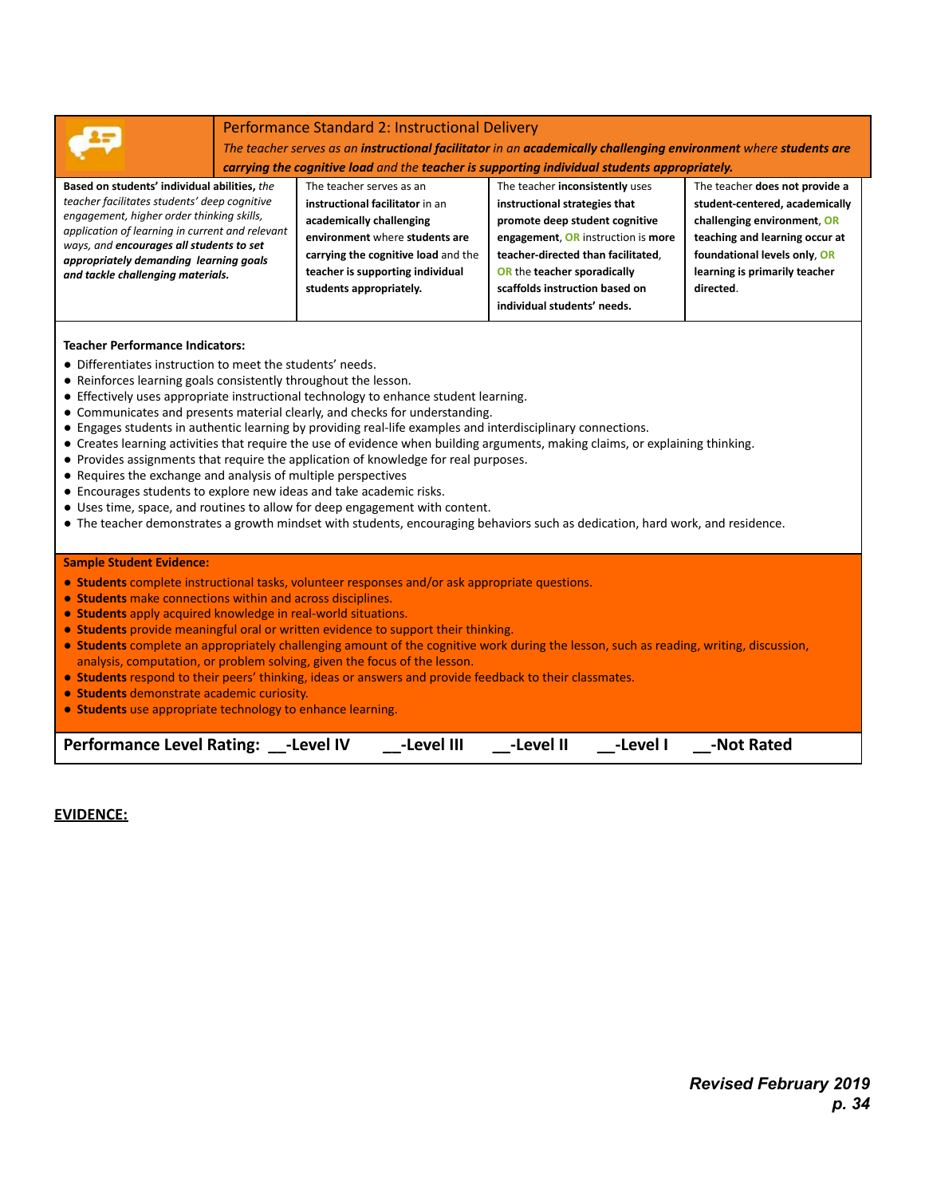## Performance Standard 2: Instructional Delivery

*The teacher serves as an **instructional facilitator** in an **academically challenging environment** where **students are carrying the cognitive load** and the **teacher is supporting individual students appropriately.***

| Level IV | Level III | Level II | Level I |
|---|---|---|---|
| **Based on students' individual abilities,** *the teacher facilitates students' deep cognitive engagement, higher order thinking skills, application of learning in current and relevant ways, and* ***encourages all students to set appropriately demanding learning goals and tackle challenging materials.*** | The teacher serves as an **instructional facilitator** in an **academically challenging environment** where **students are carrying the cognitive load** and the **teacher is supporting individual students appropriately.** | The teacher **inconsistently** uses **instructional strategies that promote deep student cognitive engagement**, **OR** instruction is **more teacher-directed than facilitated**, **OR** the **teacher sporadically scaffolds instruction based on individual students' needs.** | The teacher **does not provide a student-centered, academically challenging environment**, **OR teaching and learning occur at foundational levels only**, **OR learning is primarily teacher directed**. |

**Teacher Performance Indicators:**

- Differentiates instruction to meet the students' needs.
- Reinforces learning goals consistently throughout the lesson.
- Effectively uses appropriate instructional technology to enhance student learning.
- Communicates and presents material clearly, and checks for understanding.
- Engages students in authentic learning by providing real-life examples and interdisciplinary connections.
- Creates learning activities that require the use of evidence when building arguments, making claims, or explaining thinking.
- Provides assignments that require the application of knowledge for real purposes.
- Requires the exchange and analysis of multiple perspectives
- Encourages students to explore new ideas and take academic risks.
- Uses time, space, and routines to allow for deep engagement with content.
- The teacher demonstrates a growth mindset with students, encouraging behaviors such as dedication, hard work, and residence.

**Sample Student Evidence:**

- **Students** complete instructional tasks, volunteer responses and/or ask appropriate questions.
- **Students** make connections within and across disciplines.
- **Students** apply acquired knowledge in real-world situations.
- **Students** provide meaningful oral or written evidence to support their thinking.
- **Students** complete an appropriately challenging amount of the cognitive work during the lesson, such as reading, writing, discussion, analysis, computation, or problem solving, given the focus of the lesson.
- **Students** respond to their peers' thinking, ideas or answers and provide feedback to their classmates.
- **Students** demonstrate academic curiosity.
- **Students** use appropriate technology to enhance learning.

**Performance Level Rating: __-Level IV __-Level III __-Level II __-Level I __-Not Rated**

**EVIDENCE:**

***Revised February 2019***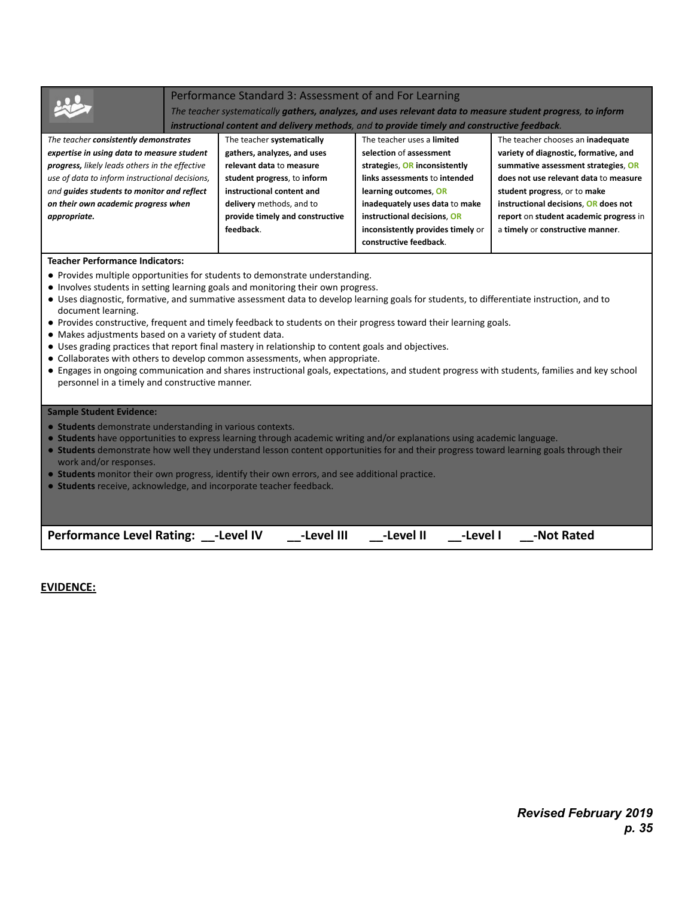| | Performance Standard 3: Assessment of and For Learning<br>*The teacher systematically **gathers, analyzes, and uses relevant data to measure student progress**, **to inform instructional content and delivery methods**, and **to provide timely and constructive feedback**.* | | |
|---|---|---|---|
| *The teacher **consistently demonstrates expertise in using data to measure student progress,** likely leads others in the effective use of data to inform instructional decisions, and **guides students to monitor and reflect on their own academic progress when appropriate.*** | The teacher **systematically gathers, analyzes, and uses relevant data** to **measure student progress**, to **inform instructional content and delivery** methods, and to **provide timely and constructive feedback**. | The teacher uses a **limited selection** of **assessment strategie**s, **OR inconsistently links assessments** to **intended learning outcomes**, **OR inadequately uses data** to **make instructional decisions**, **OR inconsistently provides timely** or **constructive feedback**. | The teacher chooses an **inadequate variety of diagnostic, formative, and summative assessment strategies**, **OR does not use relevant data** to **measure student progress**, or to **make instructional decisions**, **OR does not report** on **student academic progress** in a **timely** or **constructive manner**. |

**Teacher Performance Indicators:**

- Provides multiple opportunities for students to demonstrate understanding.
- Involves students in setting learning goals and monitoring their own progress.
- Uses diagnostic, formative, and summative assessment data to develop learning goals for students, to differentiate instruction, and to document learning.
- Provides constructive, frequent and timely feedback to students on their progress toward their learning goals.
- Makes adjustments based on a variety of student data.
- Uses grading practices that report final mastery in relationship to content goals and objectives.
- Collaborates with others to develop common assessments, when appropriate.
- Engages in ongoing communication and shares instructional goals, expectations, and student progress with students, families and key school personnel in a timely and constructive manner.

**Sample Student Evidence:**

- **Students** demonstrate understanding in various contexts.
- **Students** have opportunities to express learning through academic writing and/or explanations using academic language.
- **Students** demonstrate how well they understand lesson content opportunities for and their progress toward learning goals through their work and/or responses.
- **Students** monitor their own progress, identify their own errors, and see additional practice.
- **Students** receive, acknowledge, and incorporate teacher feedback.

**Performance Level Rating: __-Level IV __-Level III __-Level II __-Level I __-Not Rated**

**EVIDENCE:**

***Revised February 2019***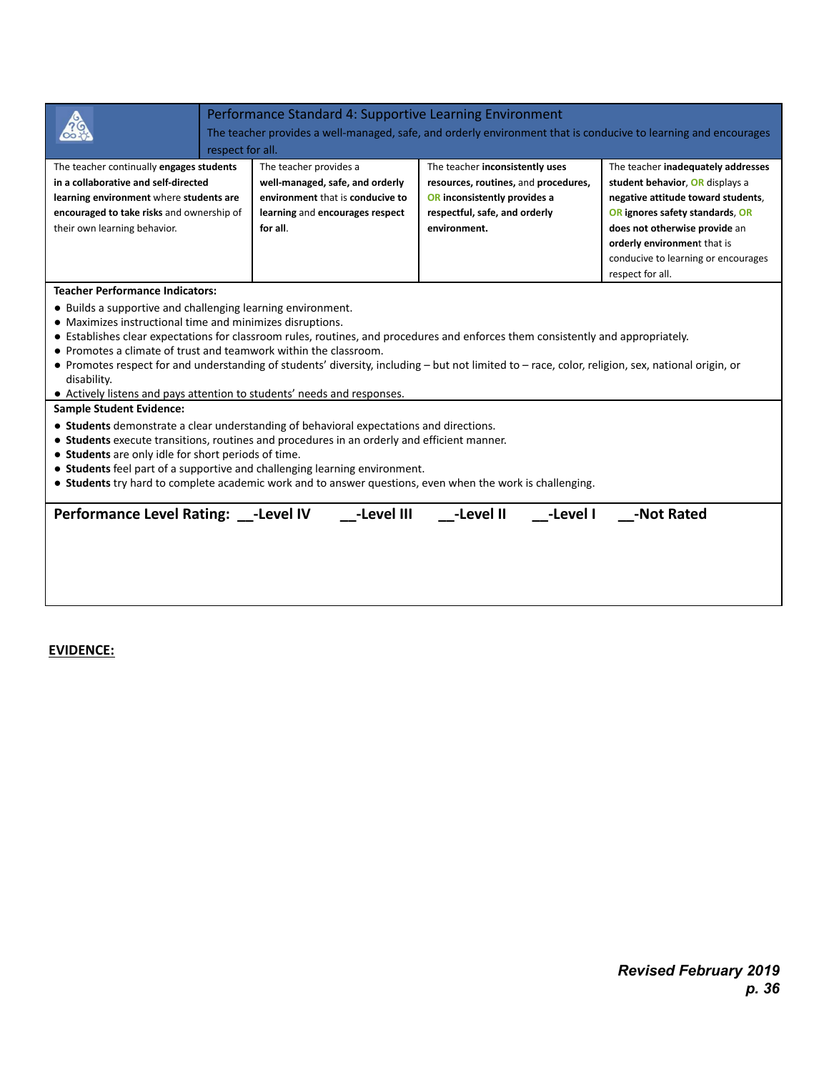## Performance Standard 4: Supportive Learning Environment

The teacher provides a well-managed, safe, and orderly environment that is conducive to learning and encourages respect for all.

| Level IV | Level III | Level II | Level I |
|---|---|---|---|
| The teacher continually **engages students in a collaborative and self-directed learning environment** where **students are encouraged to take risks** and ownership of their own learning behavior. | The teacher provides a **well-managed, safe, and orderly environment** that is **conducive to learning** and **encourages respect for all**. | The teacher **inconsistently uses resources, routines,** and **procedures, OR inconsistently provides a respectful, safe, and orderly environment.** | The teacher **inadequately addresses student behavior**, **OR** displays a **negative attitude toward students**, **OR ignores safety standards**, **OR does not otherwise provide** an **orderly environment** that is conducive to learning or encourages respect for all. |

**Teacher Performance Indicators:**

- Builds a supportive and challenging learning environment.
- Maximizes instructional time and minimizes disruptions.
- Establishes clear expectations for classroom rules, routines, and procedures and enforces them consistently and appropriately.
- Promotes a climate of trust and teamwork within the classroom.
- Promotes respect for and understanding of students' diversity, including – but not limited to – race, color, religion, sex, national origin, or disability.
- Actively listens and pays attention to students' needs and responses.

**Sample Student Evidence:**

- **Students** demonstrate a clear understanding of behavioral expectations and directions.
- **Students** execute transitions, routines and procedures in an orderly and efficient manner.
- **Students** are only idle for short periods of time.
- **Students** feel part of a supportive and challenging learning environment.
- **Students** try hard to complete academic work and to answer questions, even when the work is challenging.

**Performance Level Rating: __-Level IV __-Level III __-Level II __-Level I __-Not Rated**

**EVIDENCE:**

***Revised February 2019***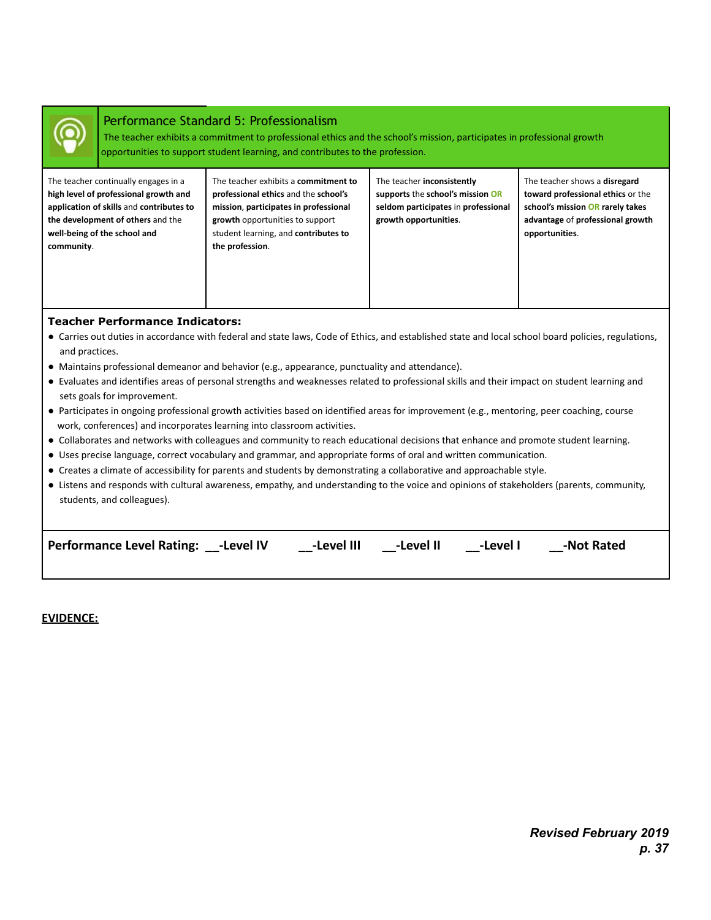## Performance Standard 5: Professionalism

The teacher exhibits a commitment to professional ethics and the school's mission, participates in professional growth opportunities to support student learning, and contributes to the profession.

| | | | |
|---|---|---|---|
| The teacher continually engages in a **high level of professional growth and application of skills** and **contributes to the development of others** and the **well-being of the school and community**. | The teacher exhibits a **commitment to professional ethics** and the **school's mission**, **participates in professional growth** opportunities to support student learning, and **contributes to the profession**. | The teacher **inconsistently supports** the **school's mission** OR **seldom participates** in **professional growth opportunities**. | The teacher shows a **disregard toward professional ethics** or the **school's mission** OR **rarely takes advantage** of **professional growth opportunities**. |

**Teacher Performance Indicators:**

- Carries out duties in accordance with federal and state laws, Code of Ethics, and established state and local school board policies, regulations, and practices.
- Maintains professional demeanor and behavior (e.g., appearance, punctuality and attendance).
- Evaluates and identifies areas of personal strengths and weaknesses related to professional skills and their impact on student learning and sets goals for improvement.
- Participates in ongoing professional growth activities based on identified areas for improvement (e.g., mentoring, peer coaching, course work, conferences) and incorporates learning into classroom activities.
- Collaborates and networks with colleagues and community to reach educational decisions that enhance and promote student learning.
- Uses precise language, correct vocabulary and grammar, and appropriate forms of oral and written communication.
- Creates a climate of accessibility for parents and students by demonstrating a collaborative and approachable style.
- Listens and responds with cultural awareness, empathy, and understanding to the voice and opinions of stakeholders (parents, community, students, and colleagues).

**Performance Level Rating: __-Level IV  __-Level III  __-Level II  __-Level I  __-Not Rated**

**EVIDENCE:**

*Revised February 2019*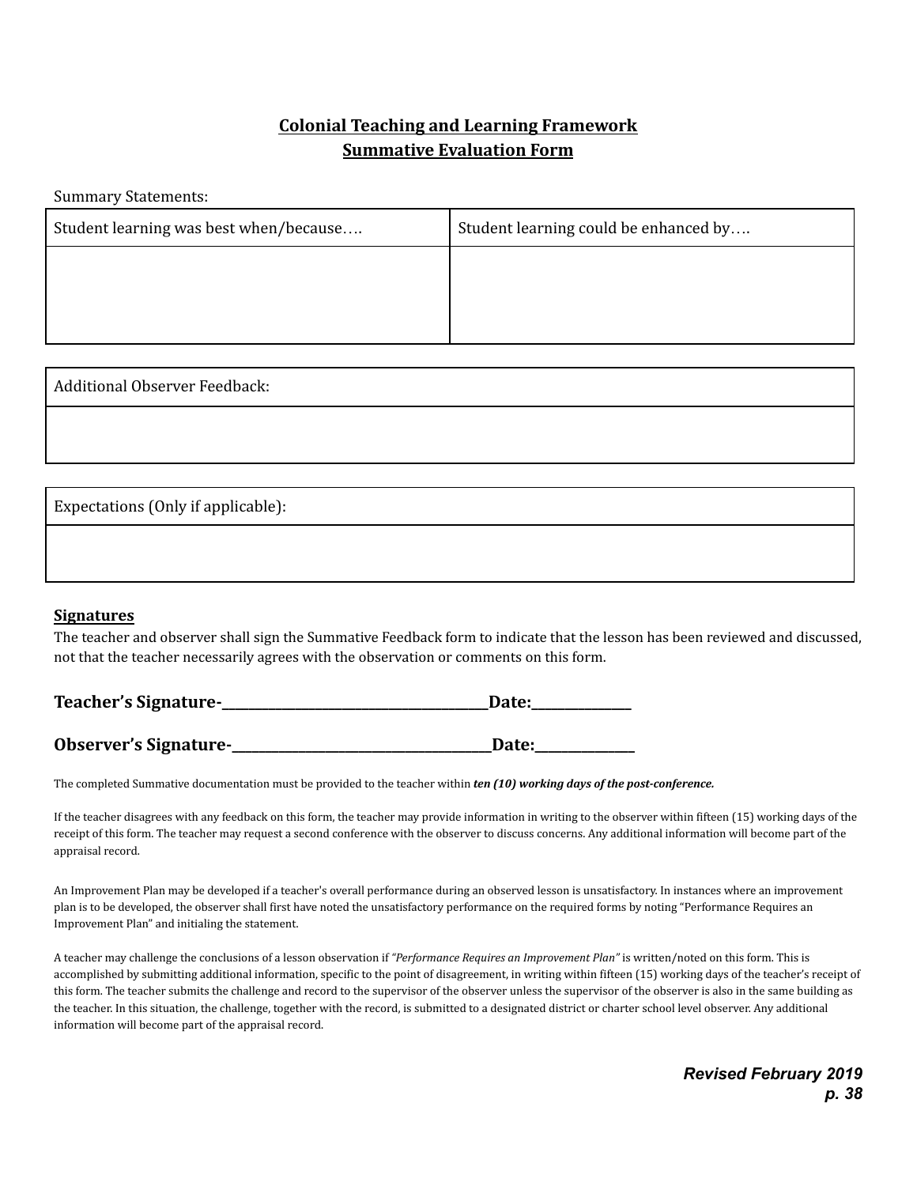## Colonial Teaching and Learning Framework
## Summative Evaluation Form

Summary Statements:

| Student learning was best when/because…. | Student learning could be enhanced by…. |
|---|---|
| | |

| Additional Observer Feedback: |
|---|
| |

| Expectations (Only if applicable): |
|---|
| |

**Signatures**

The teacher and observer shall sign the Summative Feedback form to indicate that the lesson has been reviewed and discussed, not that the teacher necessarily agrees with the observation or comments on this form.

**Teacher's Signature-_______________________________________Date:______________**

**Observer's Signature-______________________________________Date:______________**

The completed Summative documentation must be provided to the teacher within ***ten (10) working days of the post-conference.***

If the teacher disagrees with any feedback on this form, the teacher may provide information in writing to the observer within fifteen (15) working days of the receipt of this form. The teacher may request a second conference with the observer to discuss concerns. Any additional information will become part of the appraisal record.

An Improvement Plan may be developed if a teacher's overall performance during an observed lesson is unsatisfactory. In instances where an improvement plan is to be developed, the observer shall first have noted the unsatisfactory performance on the required forms by noting "Performance Requires an Improvement Plan" and initialing the statement.

A teacher may challenge the conclusions of a lesson observation if *"Performance Requires an Improvement Plan"* is written/noted on this form. This is accomplished by submitting additional information, specific to the point of disagreement, in writing within fifteen (15) working days of the teacher's receipt of this form. The teacher submits the challenge and record to the supervisor of the observer unless the supervisor of the observer is also in the same building as the teacher. In this situation, the challenge, together with the record, is submitted to a designated district or charter school level observer. Any additional information will become part of the appraisal record.

***Revised February 2019***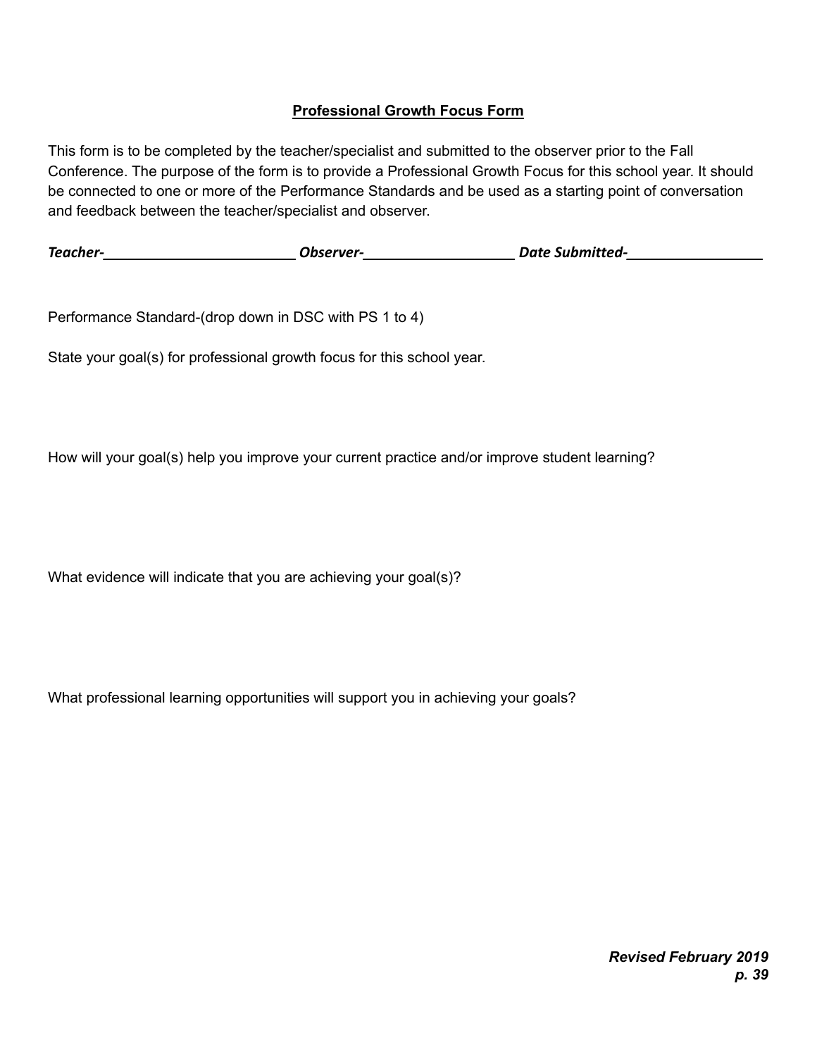## Professional Growth Focus Form

This form is to be completed by the teacher/specialist and submitted to the observer prior to the Fall Conference. The purpose of the form is to provide a Professional Growth Focus for this school year. It should be connected to one or more of the Performance Standards and be used as a starting point of conversation and feedback between the teacher/specialist and observer.

***Teacher-*__________________________ *Observer-*____________________ *Date Submitted-*_________________**

Performance Standard-(drop down in DSC with PS 1 to 4)

State your goal(s) for professional growth focus for this school year.

How will your goal(s) help you improve your current practice and/or improve student learning?

What evidence will indicate that you are achieving your goal(s)?

What professional learning opportunities will support you in achieving your goals?

***Revised February 2019***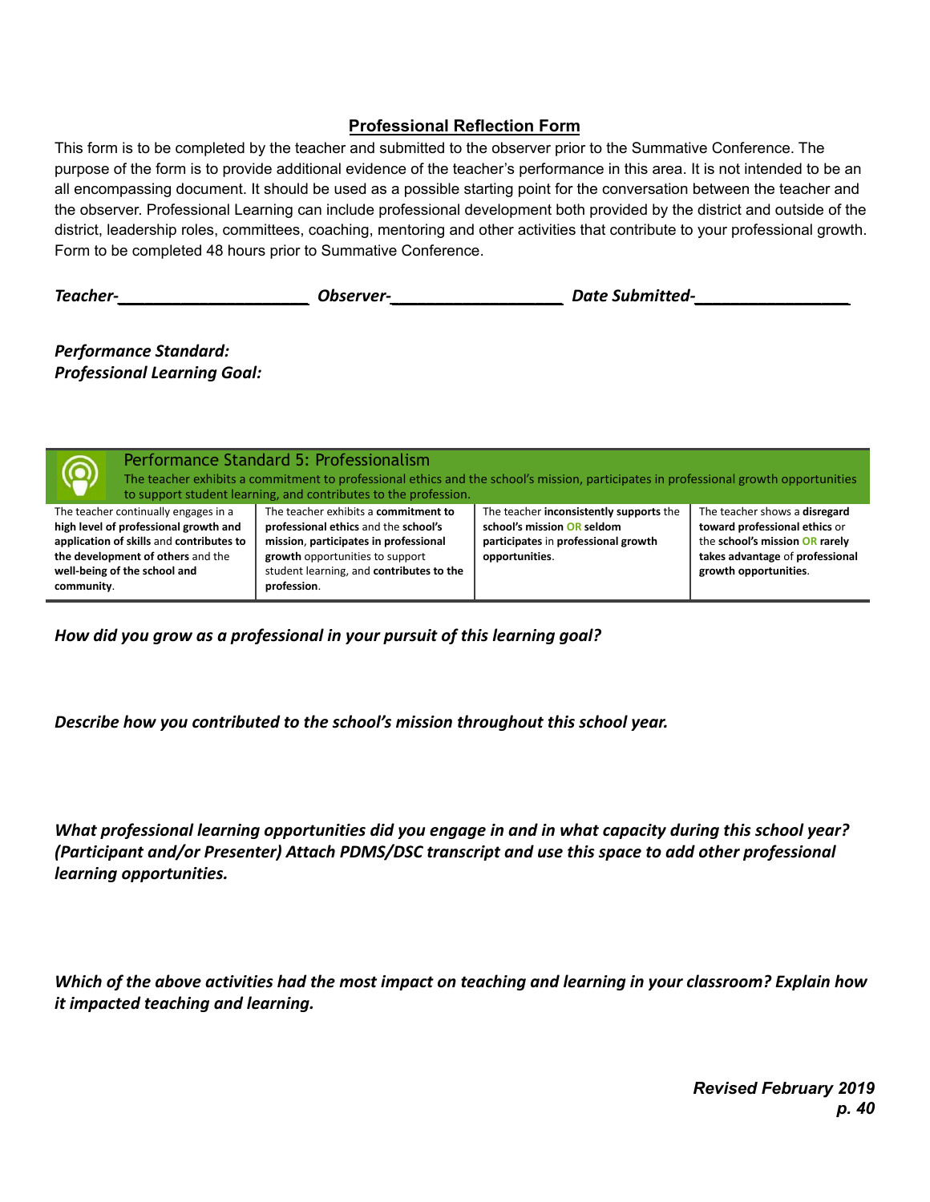## Professional Reflection Form

This form is to be completed by the teacher and submitted to the observer prior to the Summative Conference. The purpose of the form is to provide additional evidence of the teacher's performance in this area. It is not intended to be an all encompassing document. It should be used as a possible starting point for the conversation between the teacher and the observer. Professional Learning can include professional development both provided by the district and outside of the district, leadership roles, committees, coaching, mentoring and other activities that contribute to your professional growth. Form to be completed 48 hours prior to Summative Conference.

***Teacher-*____________________ *Observer-*__________________ *Date Submitted-*________________**

***Performance Standard:***
***Professional Learning Goal:***

| Performance Standard 5: Professionalism<br>The teacher exhibits a commitment to professional ethics and the school's mission, participates in professional growth opportunities to support student learning, and contributes to the profession. | | | |
|---|---|---|---|
| The teacher continually engages in a **high level of professional growth and application of skills** and **contributes to the development of others** and the **well-being of the school and community**. | The teacher exhibits a **commitment to professional ethics** and the **school's mission**, **participates in professional growth** opportunities to support student learning, and **contributes to the profession**. | The teacher **inconsistently supports** the **school's mission OR seldom participates** in **professional growth opportunities**. | The teacher shows a **disregard toward professional ethics** or the **school's mission OR rarely takes advantage** of **professional growth opportunities**. |

***How did you grow as a professional in your pursuit of this learning goal?***

***Describe how you contributed to the school's mission throughout this school year.***

***What professional learning opportunities did you engage in and in what capacity during this school year? (Participant and/or Presenter) Attach PDMS/DSC transcript and use this space to add other professional learning opportunities.***

***Which of the above activities had the most impact on teaching and learning in your classroom? Explain how it impacted teaching and learning.***

***Revised February 2019***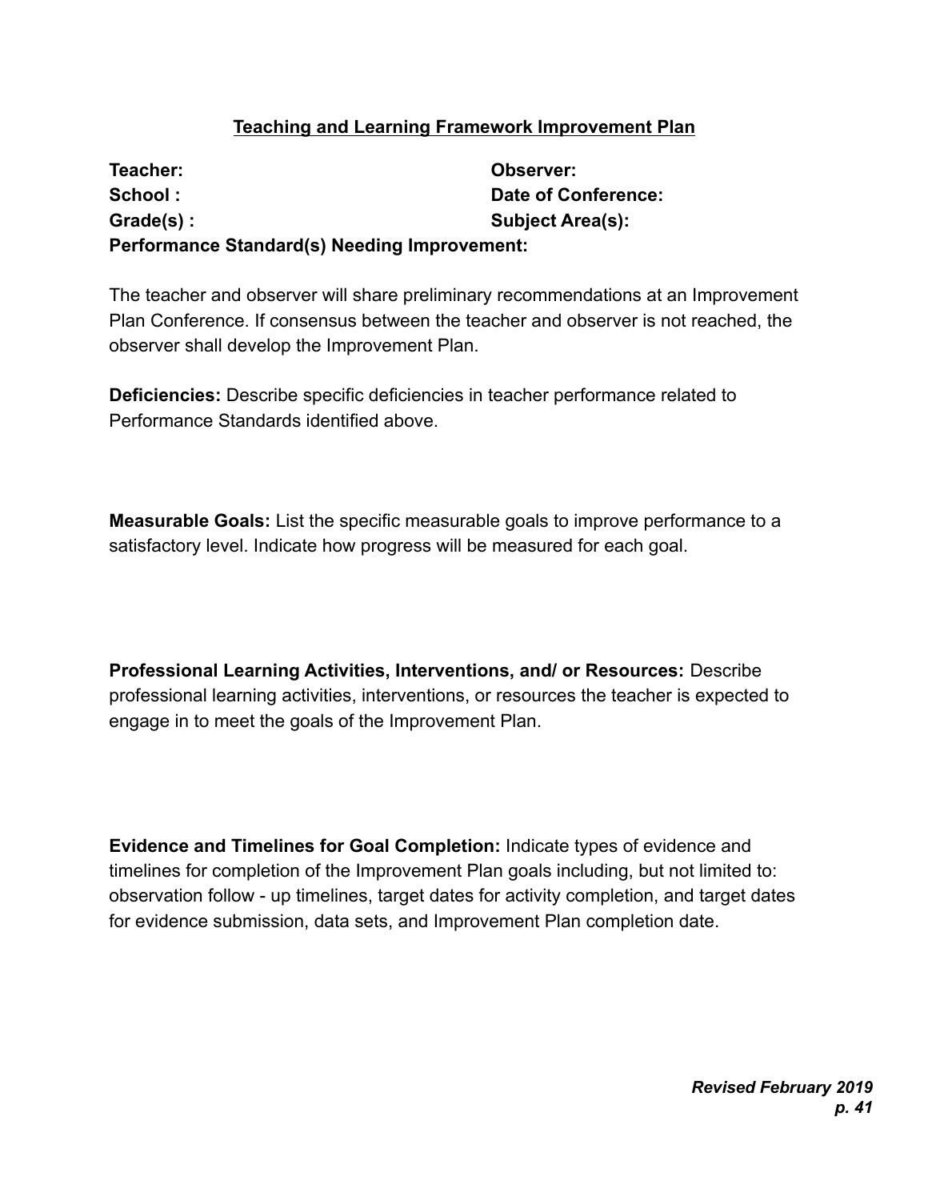# Teaching and Learning Framework Improvement Plan

**Teacher:** **Observer:**
**School :** **Date of Conference:**
**Grade(s) :** **Subject Area(s):**
**Performance Standard(s) Needing Improvement:**

The teacher and observer will share preliminary recommendations at an Improvement Plan Conference. If consensus between the teacher and observer is not reached, the observer shall develop the Improvement Plan.

**Deficiencies:** Describe specific deficiencies in teacher performance related to Performance Standards identified above.

**Measurable Goals:** List the specific measurable goals to improve performance to a satisfactory level. Indicate how progress will be measured for each goal.

**Professional Learning Activities, Interventions, and/ or Resources:** Describe professional learning activities, interventions, or resources the teacher is expected to engage in to meet the goals of the Improvement Plan.

**Evidence and Timelines for Goal Completion:** Indicate types of evidence and timelines for completion of the Improvement Plan goals including, but not limited to: observation follow - up timelines, target dates for activity completion, and target dates for evidence submission, data sets, and Improvement Plan completion date.

***Revised February 2019***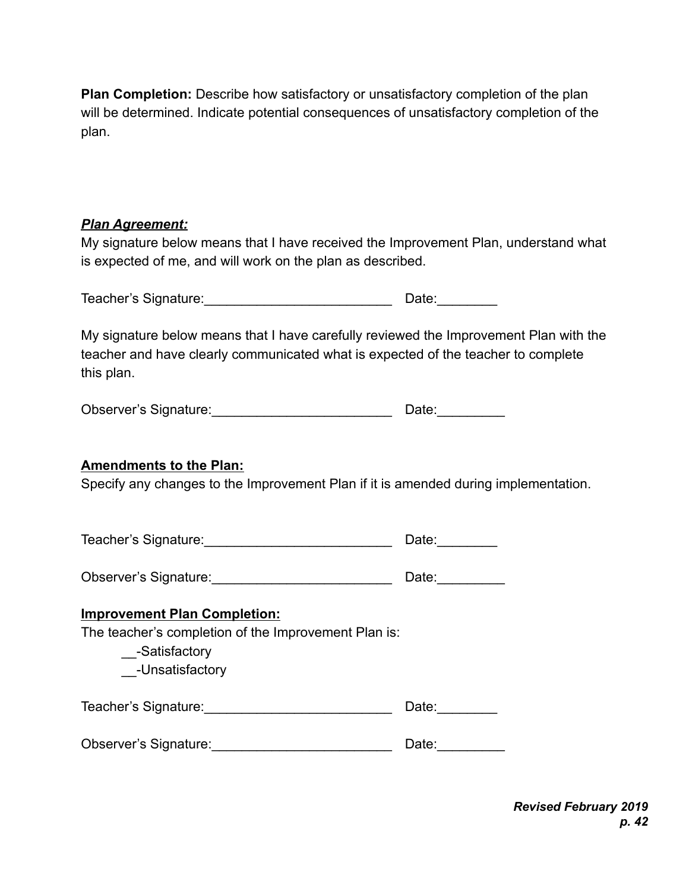**Plan Completion:** Describe how satisfactory or unsatisfactory completion of the plan will be determined. Indicate potential consequences of unsatisfactory completion of the plan.

***Plan Agreement:***

My signature below means that I have received the Improvement Plan, understand what is expected of me, and will work on the plan as described.

Teacher's Signature:_________________________ Date:________

My signature below means that I have carefully reviewed the Improvement Plan with the teacher and have clearly communicated what is expected of the teacher to complete this plan.

Observer's Signature:________________________ Date:_________

**Amendments to the Plan:**

Specify any changes to the Improvement Plan if it is amended during implementation.

Teacher's Signature:_________________________ Date:________

Observer's Signature:________________________ Date:_________

**Improvement Plan Completion:**

The teacher's completion of the Improvement Plan is:

__-Satisfactory

__-Unsatisfactory

Teacher's Signature:_________________________ Date:________

Observer's Signature:________________________ Date:_________

***Revised February 2019***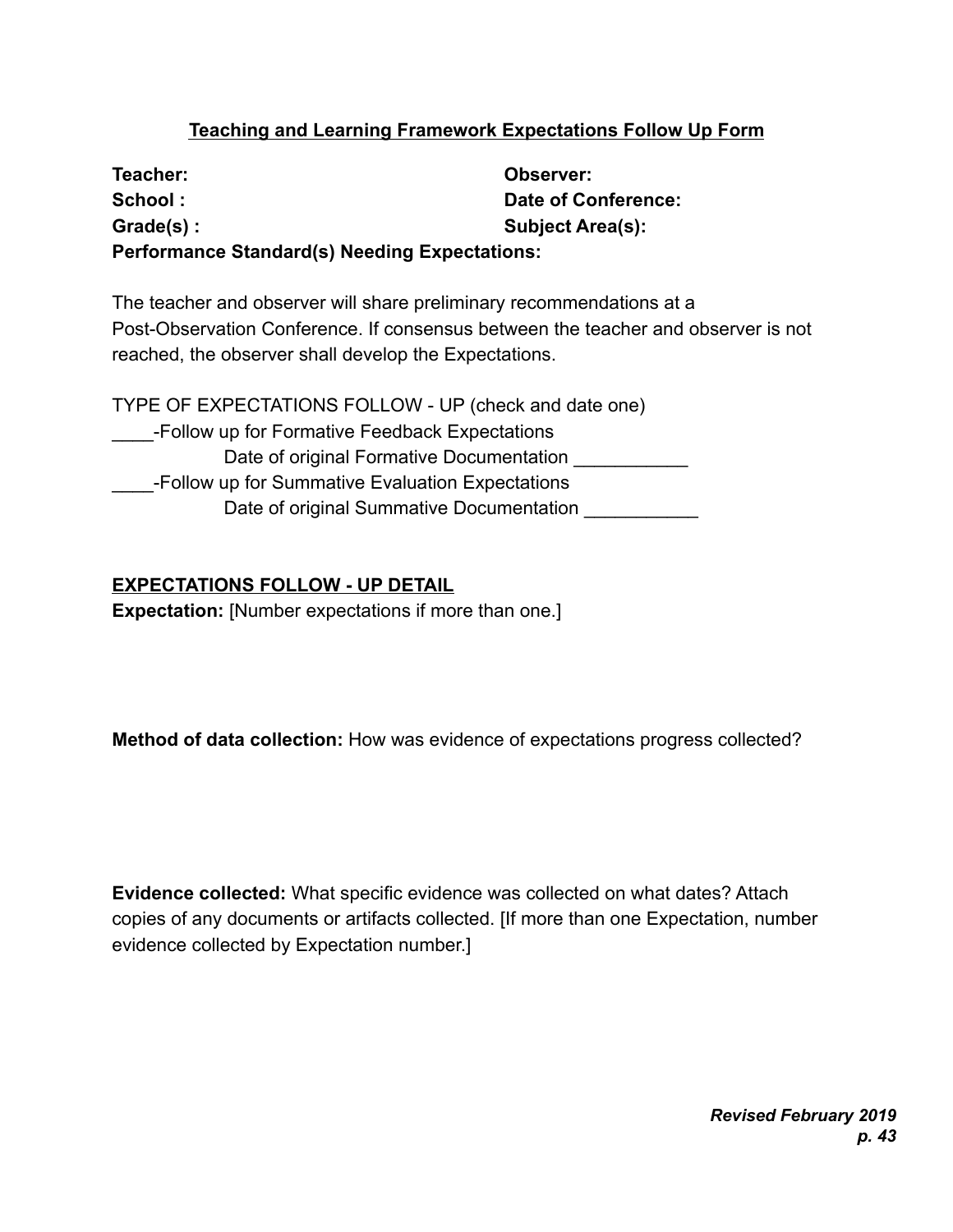## Teaching and Learning Framework Expectations Follow Up Form

**Teacher:** **Observer:**
**School :** **Date of Conference:**
**Grade(s) :** **Subject Area(s):**
**Performance Standard(s) Needing Expectations:**

The teacher and observer will share preliminary recommendations at a Post-Observation Conference. If consensus between the teacher and observer is not reached, the observer shall develop the Expectations.

TYPE OF EXPECTATIONS FOLLOW - UP (check and date one)

____-Follow up for Formative Feedback Expectations

Date of original Formative Documentation ___________

____-Follow up for Summative Evaluation Expectations

Date of original Summative Documentation ___________

**EXPECTATIONS FOLLOW - UP DETAIL**

**Expectation:** [Number expectations if more than one.]

**Method of data collection:** How was evidence of expectations progress collected?

**Evidence collected:** What specific evidence was collected on what dates? Attach copies of any documents or artifacts collected. [If more than one Expectation, number evidence collected by Expectation number.]

***Revised February 2019***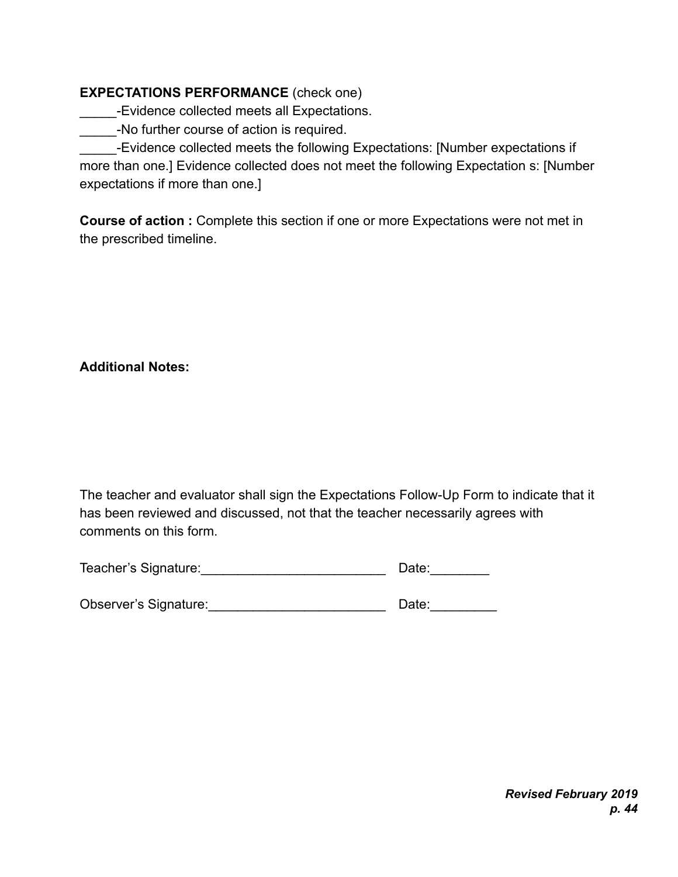**EXPECTATIONS PERFORMANCE** (check one)

_____-Evidence collected meets all Expectations.

_____-No further course of action is required.

_____-Evidence collected meets the following Expectations: [Number expectations if more than one.] Evidence collected does not meet the following Expectation s: [Number expectations if more than one.]

**Course of action :** Complete this section if one or more Expectations were not met in the prescribed timeline.

**Additional Notes:**

The teacher and evaluator shall sign the Expectations Follow-Up Form to indicate that it has been reviewed and discussed, not that the teacher necessarily agrees with comments on this form.

Teacher's Signature:_________________________ Date:________

Observer's Signature:________________________ Date:_________

***Revised February 2019***